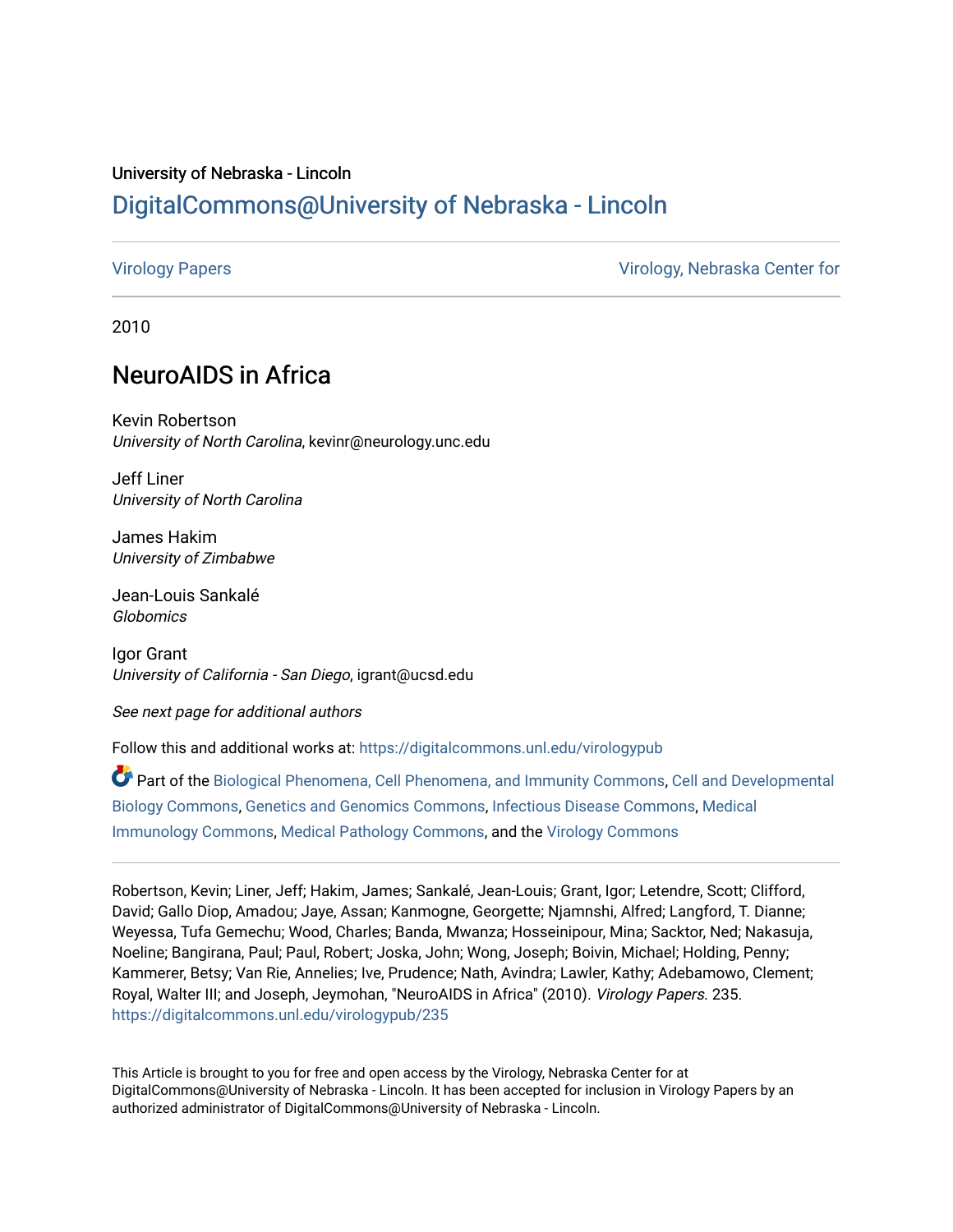University of Nebraska - Lincoln

## DigitalCommons@University of Nebraska - Lincoln

Virology Papers

Virology, Nebraska Center for

2010

# NeuroAIDS in Africa

Kevin Robertson
*University of North Carolina*, kevinr@neurology.unc.edu

Jeff Liner
*University of North Carolina*

James Hakim
*University of Zimbabwe*

Jean-Louis Sankalé
*Globomics*

Igor Grant
*University of California - San Diego*, igrant@ucsd.edu

*See next page for additional authors*

Follow this and additional works at: https://digitalcommons.unl.edu/virologypub

Part of the Biological Phenomena, Cell Phenomena, and Immunity Commons, Cell and Developmental Biology Commons, Genetics and Genomics Commons, Infectious Disease Commons, Medical Immunology Commons, Medical Pathology Commons, and the Virology Commons

Robertson, Kevin; Liner, Jeff; Hakim, James; Sankalé, Jean-Louis; Grant, Igor; Letendre, Scott; Clifford, David; Gallo Diop, Amadou; Jaye, Assan; Kanmogne, Georgette; Njamnshi, Alfred; Langford, T. Dianne; Weyessa, Tufa Gemechu; Wood, Charles; Banda, Mwanza; Hosseinipour, Mina; Sacktor, Ned; Nakasuja, Noeline; Bangirana, Paul; Paul, Robert; Joska, John; Wong, Joseph; Boivin, Michael; Holding, Penny; Kammerer, Betsy; Van Rie, Annelies; Ive, Prudence; Nath, Avindra; Lawler, Kathy; Adebamowo, Clement; Royal, Walter III; and Joseph, Jeymohan, "NeuroAIDS in Africa" (2010). *Virology Papers*. 235.
https://digitalcommons.unl.edu/virologypub/235

This Article is brought to you for free and open access by the Virology, Nebraska Center for at DigitalCommons@University of Nebraska - Lincoln. It has been accepted for inclusion in Virology Papers by an authorized administrator of DigitalCommons@University of Nebraska - Lincoln.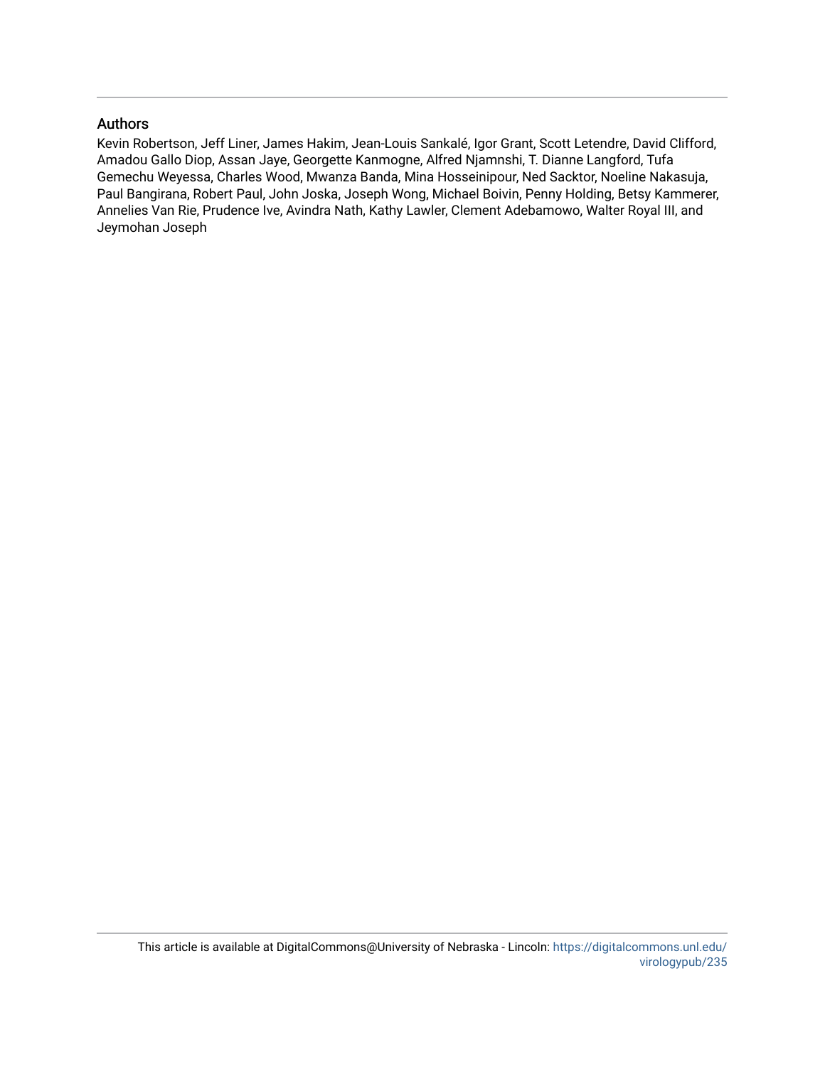## Authors

Kevin Robertson, Jeff Liner, James Hakim, Jean-Louis Sankalé, Igor Grant, Scott Letendre, David Clifford, Amadou Gallo Diop, Assan Jaye, Georgette Kanmogne, Alfred Njamnshi, T. Dianne Langford, Tufa Gemechu Weyessa, Charles Wood, Mwanza Banda, Mina Hosseinipour, Ned Sacktor, Noeline Nakasuja, Paul Bangirana, Robert Paul, John Joska, Joseph Wong, Michael Boivin, Penny Holding, Betsy Kammerer, Annelies Van Rie, Prudence Ive, Avindra Nath, Kathy Lawler, Clement Adebamowo, Walter Royal III, and Jeymohan Joseph

This article is available at DigitalCommons@University of Nebraska - Lincoln: https://digitalcommons.unl.edu/virologypub/235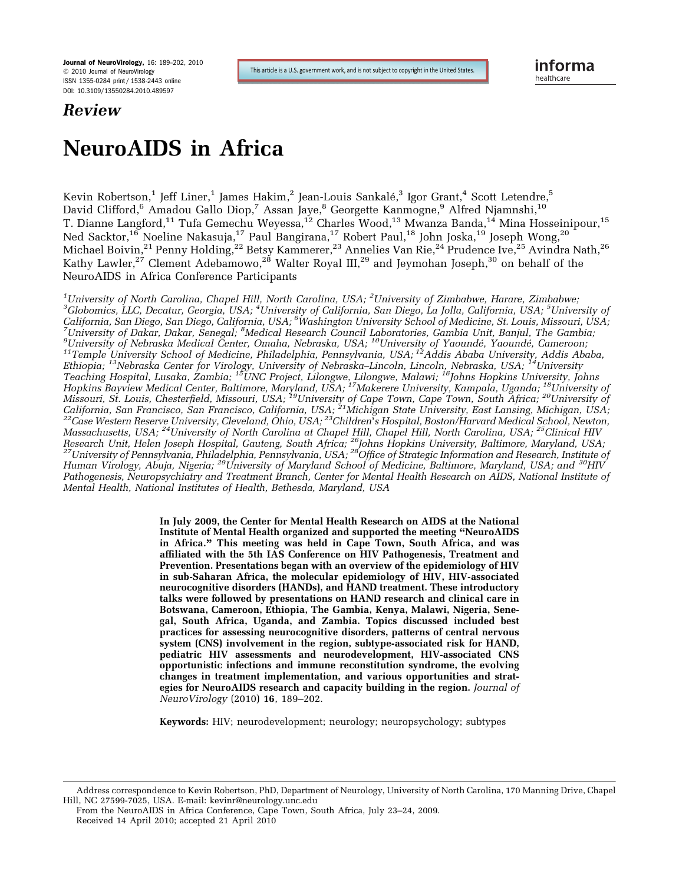*Review*

# NeuroAIDS in Africa

Kevin Robertson,[1] Jeff Liner,[1] James Hakim,[2] Jean-Louis Sankalé,[3] Igor Grant,[4] Scott Letendre,[5] David Clifford,[6] Amadou Gallo Diop,[7] Assan Jaye,[8] Georgette Kanmogne,[9] Alfred Njamnshi,[10] T. Dianne Langford,[11] Tufa Gemechu Weyessa,[12] Charles Wood,[13] Mwanza Banda,[14] Mina Hosseinipour,[15] Ned Sacktor,[16] Noeline Nakasuja,[17] Paul Bangirana,[17] Robert Paul,[18] John Joska,[19] Joseph Wong,[20] Michael Boivin,[21] Penny Holding,[22] Betsy Kammerer,[23] Annelies Van Rie,[24] Prudence Ive,[25] Avindra Nath,[26] Kathy Lawler,[27] Clement Adebamowo,[28] Walter Royal III,[29] and Jeymohan Joseph,[30] on behalf of the NeuroAIDS in Africa Conference Participants

*[1]University of North Carolina, Chapel Hill, North Carolina, USA; [2]University of Zimbabwe, Harare, Zimbabwe; [3]Globomics, LLC, Decatur, Georgia, USA; [4]University of California, San Diego, La Jolla, California, USA; [5]University of California, San Diego, San Diego, California, USA; [6]Washington University School of Medicine, St. Louis, Missouri, USA; [7]University of Dakar, Dakar, Senegal; [8]Medical Research Council Laboratories, Gambia Unit, Banjul, The Gambia; [9]University of Nebraska Medical Center, Omaha, Nebraska, USA; [10]University of Yaoundé, Yaoundé, Cameroon; [11]Temple University School of Medicine, Philadelphia, Pennsylvania, USA; [12]Addis Ababa University, Addis Ababa, Ethiopia; [13]Nebraska Center for Virology, University of Nebraska–Lincoln, Lincoln, Nebraska, USA; [14]University Teaching Hospital, Lusaka, Zambia; [15]UNC Project, Lilongwe, Lilongwe, Malawi; [16]Johns Hopkins University, Johns Hopkins Bayview Medical Center, Baltimore, Maryland, USA; [17]Makerere University, Kampala, Uganda; [18]University of Missouri, St. Louis, Chesterfield, Missouri, USA; [19]University of Cape Town, Cape Town, South Africa; [20]University of California, San Francisco, San Francisco, California, USA; [21]Michigan State University, East Lansing, Michigan, USA; [22]Case Western Reserve University, Cleveland, Ohio, USA; [23]Children's Hospital, Boston/Harvard Medical School, Newton, Massachusetts, USA; [24]University of North Carolina at Chapel Hill, Chapel Hill, North Carolina, USA; [25]Clinical HIV Research Unit, Helen Joseph Hospital, Gauteng, South Africa; [26]Johns Hopkins University, Baltimore, Maryland, USA; [27]University of Pennsylvania, Philadelphia, Pennsylvania, USA; [28]Office of Strategic Information and Research, Institute of Human Virology, Abuja, Nigeria; [29]University of Maryland School of Medicine, Baltimore, Maryland, USA; and [30]HIV Pathogenesis, Neuropsychiatry and Treatment Branch, Center for Mental Health Research on AIDS, National Institute of Mental Health, National Institutes of Health, Bethesda, Maryland, USA*

**In July 2009, the Center for Mental Health Research on AIDS at the National Institute of Mental Health organized and supported the meeting "NeuroAIDS in Africa." This meeting was held in Cape Town, South Africa, and was affiliated with the 5th IAS Conference on HIV Pathogenesis, Treatment and Prevention. Presentations began with an overview of the epidemiology of HIV in sub-Saharan Africa, the molecular epidemiology of HIV, HIV-associated neurocognitive disorders (HANDs), and HAND treatment. These introductory talks were followed by presentations on HAND research and clinical care in Botswana, Cameroon, Ethiopia, The Gambia, Kenya, Malawi, Nigeria, Senegal, South Africa, Uganda, and Zambia. Topics discussed included best practices for assessing neurocognitive disorders, patterns of central nervous system (CNS) involvement in the region, subtype-associated risk for HAND, pediatric HIV assessments and neurodevelopment, HIV-associated CNS opportunistic infections and immune reconstitution syndrome, the evolving changes in treatment implementation, and various opportunities and strategies for NeuroAIDS research and capacity building in the region.** *Journal of NeuroVirology* (2010) **16**, 189–202.

**Keywords:** HIV; neurodevelopment; neurology; neuropsychology; subtypes

Address correspondence to Kevin Robertson, PhD, Department of Neurology, University of North Carolina, 170 Manning Drive, Chapel Hill, NC 27599-7025, USA. E-mail: kevinr@neurology.unc.edu

From the NeuroAIDS in Africa Conference, Cape Town, South Africa, July 23–24, 2009.

Received 14 April 2010; accepted 21 April 2010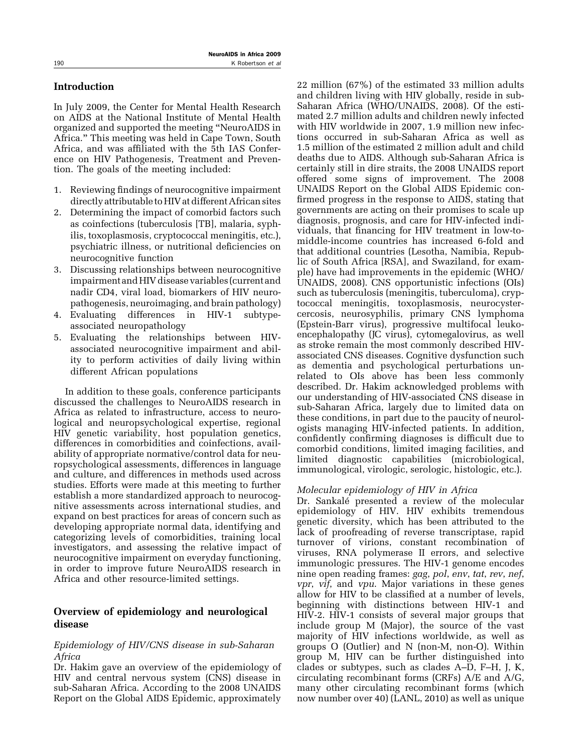## Introduction

In July 2009, the Center for Mental Health Research on AIDS at the National Institute of Mental Health organized and supported the meeting "NeuroAIDS in Africa." This meeting was held in Cape Town, South Africa, and was affiliated with the 5th IAS Conference on HIV Pathogenesis, Treatment and Prevention. The goals of the meeting included:

1. Reviewing findings of neurocognitive impairment directly attributable to HIV at different African sites
2. Determining the impact of comorbid factors such as coinfections (tuberculosis [TB], malaria, syphilis, toxoplasmosis, cryptococcal meningitis, etc.), psychiatric illness, or nutritional deficiencies on neurocognitive function
3. Discussing relationships between neurocognitive impairment and HIV disease variables (current and nadir CD4, viral load, biomarkers of HIV neuropathogenesis, neuroimaging, and brain pathology)
4. Evaluating differences in HIV-1 subtype-associated neuropathology
5. Evaluating the relationships between HIV-associated neurocognitive impairment and ability to perform activities of daily living within different African populations

In addition to these goals, conference participants discussed the challenges to NeuroAIDS research in Africa as related to infrastructure, access to neurological and neuropsychological expertise, regional HIV genetic variability, host population genetics, differences in comorbidities and coinfections, availability of appropriate normative/control data for neuropsychological assessments, differences in language and culture, and differences in methods used across studies. Efforts were made at this meeting to further establish a more standardized approach to neurocognitive assessments across international studies, and expand on best practices for areas of concern such as developing appropriate normal data, identifying and categorizing levels of comorbidities, training local investigators, and assessing the relative impact of neurocognitive impairment on everyday functioning, in order to improve future NeuroAIDS research in Africa and other resource-limited settings.

## Overview of epidemiology and neurological disease

### *Epidemiology of HIV/CNS disease in sub-Saharan Africa*

Dr. Hakim gave an overview of the epidemiology of HIV and central nervous system (CNS) disease in sub-Saharan Africa. According to the 2008 UNAIDS Report on the Global AIDS Epidemic, approximately 22 million (67%) of the estimated 33 million adults and children living with HIV globally, reside in sub-Saharan Africa (WHO/UNAIDS, 2008). Of the estimated 2.7 million adults and children newly infected with HIV worldwide in 2007, 1.9 million new infections occurred in sub-Saharan Africa as well as 1.5 million of the estimated 2 million adult and child deaths due to AIDS. Although sub-Saharan Africa is certainly still in dire straits, the 2008 UNAIDS report offered some signs of improvement. The 2008 UNAIDS Report on the Global AIDS Epidemic confirmed progress in the response to AIDS, stating that governments are acting on their promises to scale up diagnosis, prognosis, and care for HIV-infected individuals, that financing for HIV treatment in low-to-middle-income countries has increased 6-fold and that additional countries (Lesotha, Namibia, Republic of South Africa [RSA], and Swaziland, for example) have had improvements in the epidemic (WHO/UNAIDS, 2008). CNS opportunistic infections (OIs) such as tuberculosis (meningitis, tuberculoma), cryptococcal meningitis, toxoplasmosis, neurocystercercosis, neurosyphilis, primary CNS lymphoma (Epstein-Barr virus), progressive multifocal leukoencephalopathy (JC virus), cytomegalovirus, as well as stroke remain the most commonly described HIV-associated CNS diseases. Cognitive dysfunction such as dementia and psychological perturbations unrelated to OIs above has been less commonly described. Dr. Hakim acknowledged problems with our understanding of HIV-associated CNS disease in sub-Saharan Africa, largely due to limited data on these conditions, in part due to the paucity of neurologists managing HIV-infected patients. In addition, confidently confirming diagnoses is difficult due to comorbid conditions, limited imaging facilities, and limited diagnostic capabilities (microbiological, immunological, virologic, serologic, histologic, etc.).

### *Molecular epidemiology of HIV in Africa*

Dr. Sankalé presented a review of the molecular epidemiology of HIV. HIV exhibits tremendous genetic diversity, which has been attributed to the lack of proofreading of reverse transcriptase, rapid turnover of virions, constant recombination of viruses, RNA polymerase II errors, and selective immunologic pressures. The HIV-1 genome encodes nine open reading frames: *gag*, *pol*, *env*, *tat*, *rev*, *nef*, *vpr*, *vif*, and *vpu*. Major variations in these genes allow for HIV to be classified at a number of levels, beginning with distinctions between HIV-1 and HIV-2. HIV-1 consists of several major groups that include group M (Major), the source of the vast majority of HIV infections worldwide, as well as groups O (Outlier) and N (non-M, non-O). Within group M, HIV can be further distinguished into clades or subtypes, such as clades A–D, F–H, J, K, circulating recombinant forms (CRFs) A/E and A/G, many other circulating recombinant forms (which now number over 40) (LANL, 2010) as well as unique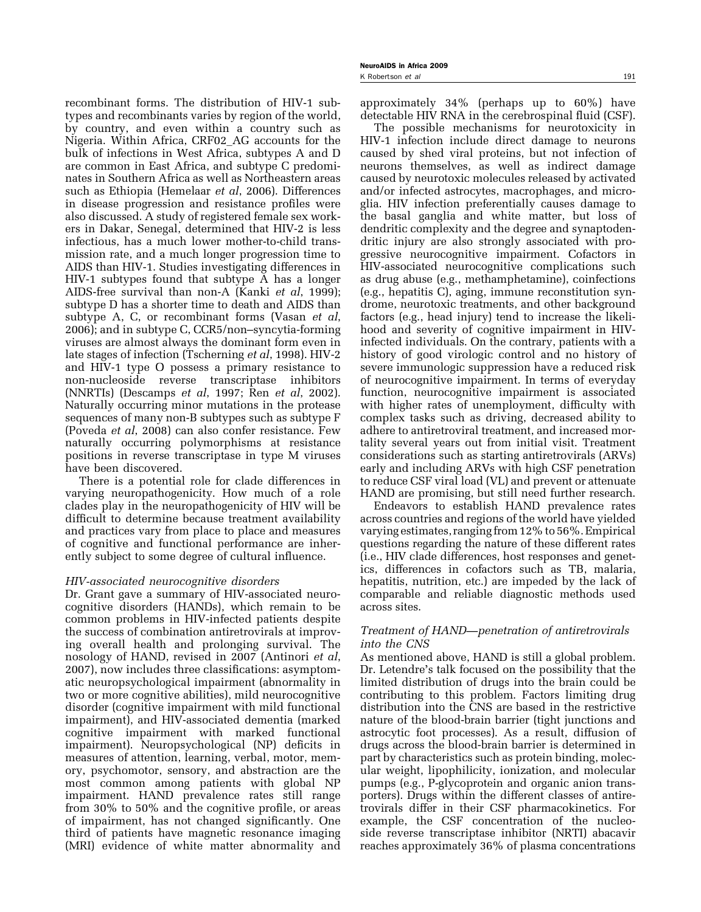recombinant forms. The distribution of HIV-1 subtypes and recombinants varies by region of the world, by country, and even within a country such as Nigeria. Within Africa, CRF02_AG accounts for the bulk of infections in West Africa, subtypes A and D are common in East Africa, and subtype C predominates in Southern Africa as well as Northeastern areas such as Ethiopia (Hemelaar *et al*, 2006). Differences in disease progression and resistance profiles were also discussed. A study of registered female sex workers in Dakar, Senegal, determined that HIV-2 is less infectious, has a much lower mother-to-child transmission rate, and a much longer progression time to AIDS than HIV-1. Studies investigating differences in HIV-1 subtypes found that subtype A has a longer AIDS-free survival than non-A (Kanki *et al*, 1999); subtype D has a shorter time to death and AIDS than subtype A, C, or recombinant forms (Vasan *et al*, 2006); and in subtype C, CCR5/non–syncytia-forming viruses are almost always the dominant form even in late stages of infection (Tscherning *et al*, 1998). HIV-2 and HIV-1 type O possess a primary resistance to non-nucleoside reverse transcriptase inhibitors (NNRTIs) (Descamps *et al*, 1997; Ren *et al*, 2002). Naturally occurring minor mutations in the protease sequences of many non-B subtypes such as subtype F (Poveda *et al*, 2008) can also confer resistance. Few naturally occurring polymorphisms at resistance positions in reverse transcriptase in type M viruses have been discovered.

There is a potential role for clade differences in varying neuropathogenicity. How much of a role clades play in the neuropathogenicity of HIV will be difficult to determine because treatment availability and practices vary from place to place and measures of cognitive and functional performance are inherently subject to some degree of cultural influence.

### *HIV-associated neurocognitive disorders*

Dr. Grant gave a summary of HIV-associated neurocognitive disorders (HANDs), which remain to be common problems in HIV-infected patients despite the success of combination antiretrovirals at improving overall health and prolonging survival. The nosology of HAND, revised in 2007 (Antinori *et al*, 2007), now includes three classifications: asymptomatic neuropsychological impairment (abnormality in two or more cognitive abilities), mild neurocognitive disorder (cognitive impairment with mild functional impairment), and HIV-associated dementia (marked cognitive impairment with marked functional impairment). Neuropsychological (NP) deficits in measures of attention, learning, verbal, motor, memory, psychomotor, sensory, and abstraction are the most common among patients with global NP impairment. HAND prevalence rates still range from 30% to 50% and the cognitive profile, or areas of impairment, has not changed significantly. One third of patients have magnetic resonance imaging (MRI) evidence of white matter abnormality and approximately 34% (perhaps up to 60%) have detectable HIV RNA in the cerebrospinal fluid (CSF).

The possible mechanisms for neurotoxicity in HIV-1 infection include direct damage to neurons caused by shed viral proteins, but not infection of neurons themselves, as well as indirect damage caused by neurotoxic molecules released by activated and/or infected astrocytes, macrophages, and microglia. HIV infection preferentially causes damage to the basal ganglia and white matter, but loss of dendritic complexity and the degree and synaptodendritic injury are also strongly associated with progressive neurocognitive impairment. Cofactors in HIV-associated neurocognitive complications such as drug abuse (e.g., methamphetamine), coinfections (e.g., hepatitis C), aging, immune reconstitution syndrome, neurotoxic treatments, and other background factors (e.g., head injury) tend to increase the likelihood and severity of cognitive impairment in HIV-infected individuals. On the contrary, patients with a history of good virologic control and no history of severe immunologic suppression have a reduced risk of neurocognitive impairment. In terms of everyday function, neurocognitive impairment is associated with higher rates of unemployment, difficulty with complex tasks such as driving, decreased ability to adhere to antiretroviral treatment, and increased mortality several years out from initial visit. Treatment considerations such as starting antiretrovirals (ARVs) early and including ARVs with high CSF penetration to reduce CSF viral load (VL) and prevent or attenuate HAND are promising, but still need further research.

Endeavors to establish HAND prevalence rates across countries and regions of the world have yielded varying estimates, ranging from 12% to 56%. Empirical questions regarding the nature of these different rates (i.e., HIV clade differences, host responses and genetics, differences in cofactors such as TB, malaria, hepatitis, nutrition, etc.) are impeded by the lack of comparable and reliable diagnostic methods used across sites.

### *Treatment of HAND—penetration of antiretrovirals into the CNS*

As mentioned above, HAND is still a global problem. Dr. Letendre's talk focused on the possibility that the limited distribution of drugs into the brain could be contributing to this problem. Factors limiting drug distribution into the CNS are based in the restrictive nature of the blood-brain barrier (tight junctions and astrocytic foot processes). As a result, diffusion of drugs across the blood-brain barrier is determined in part by characteristics such as protein binding, molecular weight, lipophilicity, ionization, and molecular pumps (e.g., P-glycoprotein and organic anion transporters). Drugs within the different classes of antiretrovirals differ in their CSF pharmacokinetics. For example, the CSF concentration of the nucleoside reverse transcriptase inhibitor (NRTI) abacavir reaches approximately 36% of plasma concentrations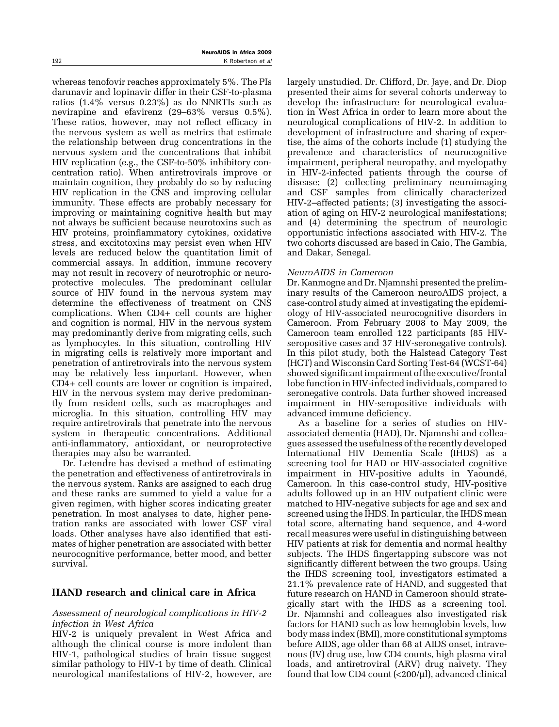whereas tenofovir reaches approximately 5%. The PIs darunavir and lopinavir differ in their CSF-to-plasma ratios (1.4% versus 0.23%) as do NNRTIs such as nevirapine and efavirenz (29–63% versus 0.5%). These ratios, however, may not reflect efficacy in the nervous system as well as metrics that estimate the relationship between drug concentrations in the nervous system and the concentrations that inhibit HIV replication (e.g., the CSF-to-50% inhibitory concentration ratio). When antiretrovirals improve or maintain cognition, they probably do so by reducing HIV replication in the CNS and improving cellular immunity. These effects are probably necessary for improving or maintaining cognitive health but may not always be sufficient because neurotoxins such as HIV proteins, proinflammatory cytokines, oxidative stress, and excitotoxins may persist even when HIV levels are reduced below the quantitation limit of commercial assays. In addition, immune recovery may not result in recovery of neurotrophic or neuroprotective molecules. The predominant cellular source of HIV found in the nervous system may determine the effectiveness of treatment on CNS complications. When CD4+ cell counts are higher and cognition is normal, HIV in the nervous system may predominantly derive from migrating cells, such as lymphocytes. In this situation, controlling HIV in migrating cells is relatively more important and penetration of antiretrovirals into the nervous system may be relatively less important. However, when CD4+ cell counts are lower or cognition is impaired, HIV in the nervous system may derive predominantly from resident cells, such as macrophages and microglia. In this situation, controlling HIV may require antiretrovirals that penetrate into the nervous system in therapeutic concentrations. Additional anti-inflammatory, antioxidant, or neuroprotective therapies may also be warranted.

Dr. Letendre has devised a method of estimating the penetration and effectiveness of antiretrovirals in the nervous system. Ranks are assigned to each drug and these ranks are summed to yield a value for a given regimen, with higher scores indicating greater penetration. In most analyses to date, higher penetration ranks are associated with lower CSF viral loads. Other analyses have also identified that estimates of higher penetration are associated with better neurocognitive performance, better mood, and better survival.

## HAND research and clinical care in Africa

### *Assessment of neurological complications in HIV-2 infection in West Africa*

HIV-2 is uniquely prevalent in West Africa and although the clinical course is more indolent than HIV-1, pathological studies of brain tissue suggest similar pathology to HIV-1 by time of death. Clinical neurological manifestations of HIV-2, however, are largely unstudied. Dr. Clifford, Dr. Jaye, and Dr. Diop presented their aims for several cohorts underway to develop the infrastructure for neurological evaluation in West Africa in order to learn more about the neurological complications of HIV-2. In addition to development of infrastructure and sharing of expertise, the aims of the cohorts include (1) studying the prevalence and characteristics of neurocognitive impairment, peripheral neuropathy, and myelopathy in HIV-2-infected patients through the course of disease; (2) collecting preliminary neuroimaging and CSF samples from clinically characterized HIV-2–affected patients; (3) investigating the association of aging on HIV-2 neurological manifestations; and (4) determining the spectrum of neurologic opportunistic infections associated with HIV-2. The two cohorts discussed are based in Caio, The Gambia, and Dakar, Senegal.

### *NeuroAIDS in Cameroon*

Dr. Kanmogne and Dr. Njamnshi presented the preliminary results of the Cameroon neuroAIDS project, a case-control study aimed at investigating the epidemiology of HIV-associated neurocognitive disorders in Cameroon. From February 2008 to May 2009, the Cameroon team enrolled 122 participants (85 HIV-seropositive cases and 37 HIV-seronegative controls). In this pilot study, both the Halstead Category Test (HCT) and Wisconsin Card Sorting Test-64 (WCST-64) showed significant impairment of the executive/frontal lobe function in HIV-infected individuals, compared to seronegative controls. Data further showed increased impairment in HIV-seropositive individuals with advanced immune deficiency.

As a baseline for a series of studies on HIV-associated dementia (HAD), Dr. Njamnshi and colleagues assessed the usefulness of the recently developed International HIV Dementia Scale (IHDS) as a screening tool for HAD or HIV-associated cognitive impairment in HIV-positive adults in Yaoundé, Cameroon. In this case-control study, HIV-positive adults followed up in an HIV outpatient clinic were matched to HIV-negative subjects for age and sex and screened using the IHDS. In particular, the IHDS mean total score, alternating hand sequence, and 4-word recall measures were useful in distinguishing between HIV patients at risk for dementia and normal healthy subjects. The IHDS fingertapping subscore was not significantly different between the two groups. Using the IHDS screening tool, investigators estimated a 21.1% prevalence rate of HAND, and suggested that future research on HAND in Cameroon should strategically start with the IHDS as a screening tool. Dr. Njamnshi and colleagues also investigated risk factors for HAND such as low hemoglobin levels, low body mass index (BMI), more constitutional symptoms before AIDS, age older than 68 at AIDS onset, intravenous (IV) drug use, low CD4 counts, high plasma viral loads, and antiretroviral (ARV) drug naivety. They found that low CD4 count (<200/μl), advanced clinical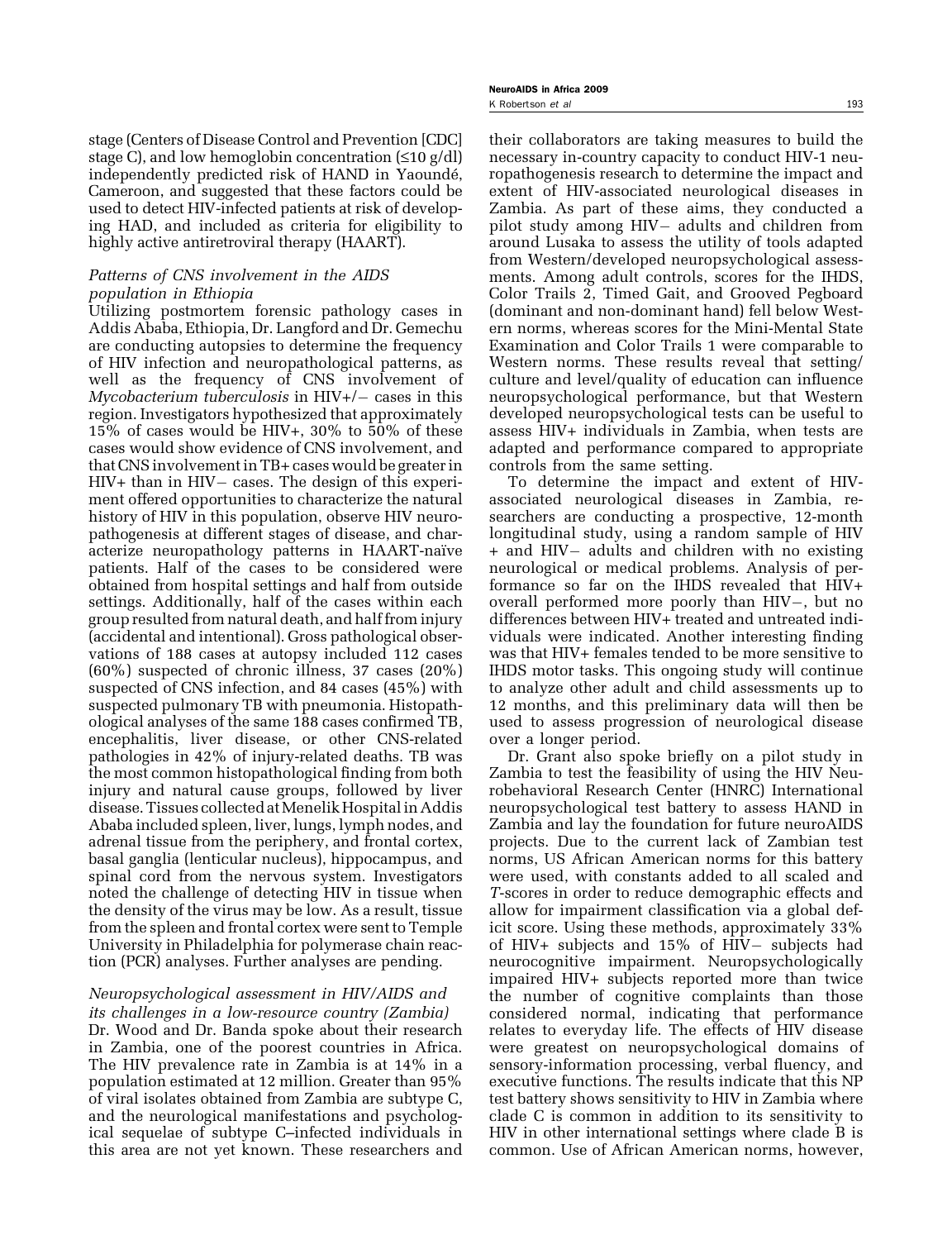stage (Centers of Disease Control and Prevention [CDC] stage C), and low hemoglobin concentration (≤10 g/dl) independently predicted risk of HAND in Yaoundé, Cameroon, and suggested that these factors could be used to detect HIV-infected patients at risk of developing HAD, and included as criteria for eligibility to highly active antiretroviral therapy (HAART).

### *Patterns of CNS involvement in the AIDS population in Ethiopia*

Utilizing postmortem forensic pathology cases in Addis Ababa, Ethiopia, Dr. Langford and Dr. Gemechu are conducting autopsies to determine the frequency of HIV infection and neuropathological patterns, as well as the frequency of CNS involvement of *Mycobacterium tuberculosis* in HIV+/− cases in this region. Investigators hypothesized that approximately 15% of cases would be HIV+, 30% to 50% of these cases would show evidence of CNS involvement, and that CNS involvement in TB+ cases would be greater in HIV+ than in HIV− cases. The design of this experiment offered opportunities to characterize the natural history of HIV in this population, observe HIV neuropathogenesis at different stages of disease, and characterize neuropathology patterns in HAART-naïve patients. Half of the cases to be considered were obtained from hospital settings and half from outside settings. Additionally, half of the cases within each group resulted from natural death, and half from injury (accidental and intentional). Gross pathological observations of 188 cases at autopsy included 112 cases (60%) suspected of chronic illness, 37 cases (20%) suspected of CNS infection, and 84 cases (45%) with suspected pulmonary TB with pneumonia. Histopathological analyses of the same 188 cases confirmed TB, encephalitis, liver disease, or other CNS-related pathologies in 42% of injury-related deaths. TB was the most common histopathological finding from both injury and natural cause groups, followed by liver disease. Tissues collected at Menelik Hospital in Addis Ababa included spleen, liver, lungs, lymph nodes, and adrenal tissue from the periphery, and frontal cortex, basal ganglia (lenticular nucleus), hippocampus, and spinal cord from the nervous system. Investigators noted the challenge of detecting HIV in tissue when the density of the virus may be low. As a result, tissue from the spleen and frontal cortex were sent to Temple University in Philadelphia for polymerase chain reaction (PCR) analyses. Further analyses are pending.

### *Neuropsychological assessment in HIV/AIDS and its challenges in a low-resource country (Zambia)*

Dr. Wood and Dr. Banda spoke about their research in Zambia, one of the poorest countries in Africa. The HIV prevalence rate in Zambia is at 14% in a population estimated at 12 million. Greater than 95% of viral isolates obtained from Zambia are subtype C, and the neurological manifestations and psychological sequelae of subtype C–infected individuals in this area are not yet known. These researchers and their collaborators are taking measures to build the necessary in-country capacity to conduct HIV-1 neuropathogenesis research to determine the impact and extent of HIV-associated neurological diseases in Zambia. As part of these aims, they conducted a pilot study among HIV− adults and children from around Lusaka to assess the utility of tools adapted from Western/developed neuropsychological assessments. Among adult controls, scores for the IHDS, Color Trails 2, Timed Gait, and Grooved Pegboard (dominant and non-dominant hand) fell below Western norms, whereas scores for the Mini-Mental State Examination and Color Trails 1 were comparable to Western norms. These results reveal that setting/culture and level/quality of education can influence neuropsychological performance, but that Western developed neuropsychological tests can be useful to assess HIV+ individuals in Zambia, when tests are adapted and performance compared to appropriate controls from the same setting.

To determine the impact and extent of HIV-associated neurological diseases in Zambia, researchers are conducting a prospective, 12-month longitudinal study, using a random sample of HIV+ and HIV− adults and children with no existing neurological or medical problems. Analysis of performance so far on the IHDS revealed that HIV+ overall performed more poorly than HIV−, but no differences between HIV+ treated and untreated individuals were indicated. Another interesting finding was that HIV+ females tended to be more sensitive to IHDS motor tasks. This ongoing study will continue to analyze other adult and child assessments up to 12 months, and this preliminary data will then be used to assess progression of neurological disease over a longer period.

Dr. Grant also spoke briefly on a pilot study in Zambia to test the feasibility of using the HIV Neurobehavioral Research Center (HNRC) International neuropsychological test battery to assess HAND in Zambia and lay the foundation for future neuroAIDS projects. Due to the current lack of Zambian test norms, US African American norms for this battery were used, with constants added to all scaled and *T*-scores in order to reduce demographic effects and allow for impairment classification via a global deficit score. Using these methods, approximately 33% of HIV+ subjects and 15% of HIV− subjects had neurocognitive impairment. Neuropsychologically impaired HIV+ subjects reported more than twice the number of cognitive complaints than those considered normal, indicating that performance relates to everyday life. The effects of HIV disease were greatest on neuropsychological domains of sensory-information processing, verbal fluency, and executive functions. The results indicate that this NP test battery shows sensitivity to HIV in Zambia where clade C is common in addition to its sensitivity to HIV in other international settings where clade B is common. Use of African American norms, however,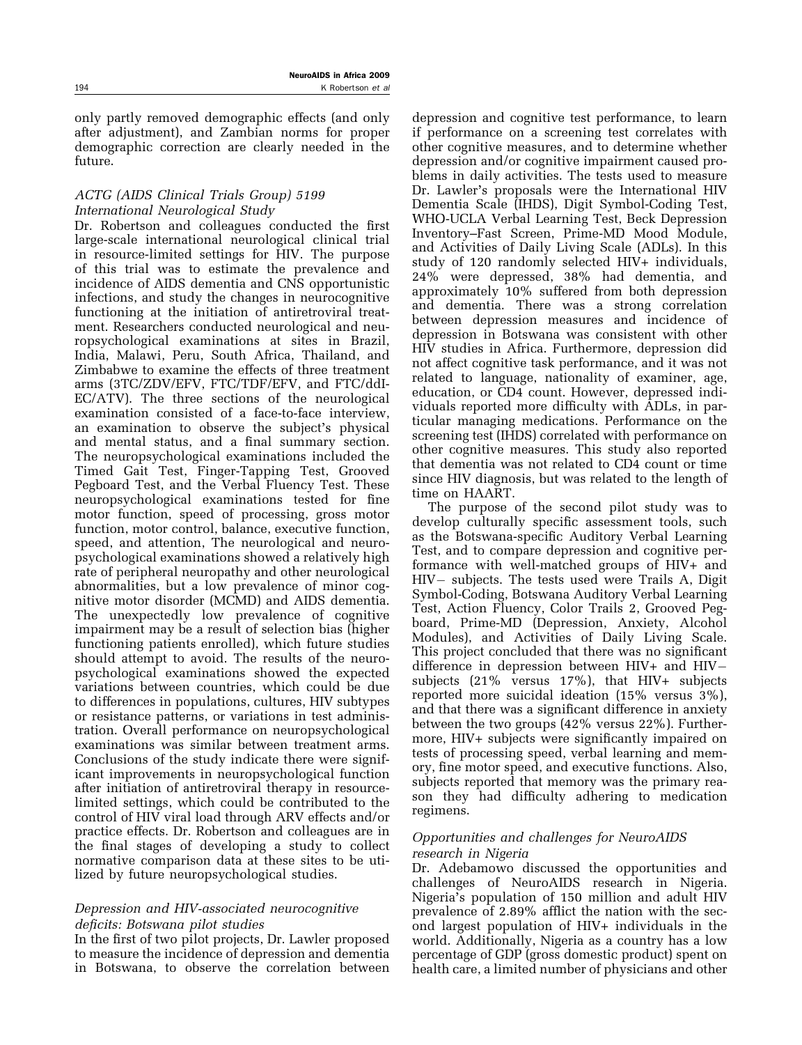only partly removed demographic effects (and only after adjustment), and Zambian norms for proper demographic correction are clearly needed in the future.

### *ACTG (AIDS Clinical Trials Group) 5199 International Neurological Study*

Dr. Robertson and colleagues conducted the first large-scale international neurological clinical trial in resource-limited settings for HIV. The purpose of this trial was to estimate the prevalence and incidence of AIDS dementia and CNS opportunistic infections, and study the changes in neurocognitive functioning at the initiation of antiretroviral treatment. Researchers conducted neurological and neuropsychological examinations at sites in Brazil, India, Malawi, Peru, South Africa, Thailand, and Zimbabwe to examine the effects of three treatment arms (3TC/ZDV/EFV, FTC/TDF/EFV, and FTC/ddI-EC/ATV). The three sections of the neurological examination consisted of a face-to-face interview, an examination to observe the subject's physical and mental status, and a final summary section. The neuropsychological examinations included the Timed Gait Test, Finger-Tapping Test, Grooved Pegboard Test, and the Verbal Fluency Test. These neuropsychological examinations tested for fine motor function, speed of processing, gross motor function, motor control, balance, executive function, speed, and attention, The neurological and neuropsychological examinations showed a relatively high rate of peripheral neuropathy and other neurological abnormalities, but a low prevalence of minor cognitive motor disorder (MCMD) and AIDS dementia. The unexpectedly low prevalence of cognitive impairment may be a result of selection bias (higher functioning patients enrolled), which future studies should attempt to avoid. The results of the neuropsychological examinations showed the expected variations between countries, which could be due to differences in populations, cultures, HIV subtypes or resistance patterns, or variations in test administration. Overall performance on neuropsychological examinations was similar between treatment arms. Conclusions of the study indicate there were significant improvements in neuropsychological function after initiation of antiretroviral therapy in resource-limited settings, which could be contributed to the control of HIV viral load through ARV effects and/or practice effects. Dr. Robertson and colleagues are in the final stages of developing a study to collect normative comparison data at these sites to be utilized by future neuropsychological studies.

### *Depression and HIV-associated neurocognitive deficits: Botswana pilot studies*

In the first of two pilot projects, Dr. Lawler proposed to measure the incidence of depression and dementia in Botswana, to observe the correlation between depression and cognitive test performance, to learn if performance on a screening test correlates with other cognitive measures, and to determine whether depression and/or cognitive impairment caused problems in daily activities. The tests used to measure Dr. Lawler's proposals were the International HIV Dementia Scale (IHDS), Digit Symbol-Coding Test, WHO-UCLA Verbal Learning Test, Beck Depression Inventory–Fast Screen, Prime-MD Mood Module, and Activities of Daily Living Scale (ADLs). In this study of 120 randomly selected HIV+ individuals, 24% were depressed, 38% had dementia, and approximately 10% suffered from both depression and dementia. There was a strong correlation between depression measures and incidence of depression in Botswana was consistent with other HIV studies in Africa. Furthermore, depression did not affect cognitive task performance, and it was not related to language, nationality of examiner, age, education, or CD4 count. However, depressed individuals reported more difficulty with ADLs, in particular managing medications. Performance on the screening test (IHDS) correlated with performance on other cognitive measures. This study also reported that dementia was not related to CD4 count or time since HIV diagnosis, but was related to the length of time on HAART.

The purpose of the second pilot study was to develop culturally specific assessment tools, such as the Botswana-specific Auditory Verbal Learning Test, and to compare depression and cognitive performance with well-matched groups of HIV+ and HIV− subjects. The tests used were Trails A, Digit Symbol-Coding, Botswana Auditory Verbal Learning Test, Action Fluency, Color Trails 2, Grooved Pegboard, Prime-MD (Depression, Anxiety, Alcohol Modules), and Activities of Daily Living Scale. This project concluded that there was no significant difference in depression between HIV+ and HIV− subjects (21% versus 17%), that HIV+ subjects reported more suicidal ideation (15% versus 3%), and that there was a significant difference in anxiety between the two groups (42% versus 22%). Furthermore, HIV+ subjects were significantly impaired on tests of processing speed, verbal learning and memory, fine motor speed, and executive functions. Also, subjects reported that memory was the primary reason they had difficulty adhering to medication regimens.

### *Opportunities and challenges for NeuroAIDS research in Nigeria*

Dr. Adebamowo discussed the opportunities and challenges of NeuroAIDS research in Nigeria. Nigeria's population of 150 million and adult HIV prevalence of 2.89% afflict the nation with the second largest population of HIV+ individuals in the world. Additionally, Nigeria as a country has a low percentage of GDP (gross domestic product) spent on health care, a limited number of physicians and other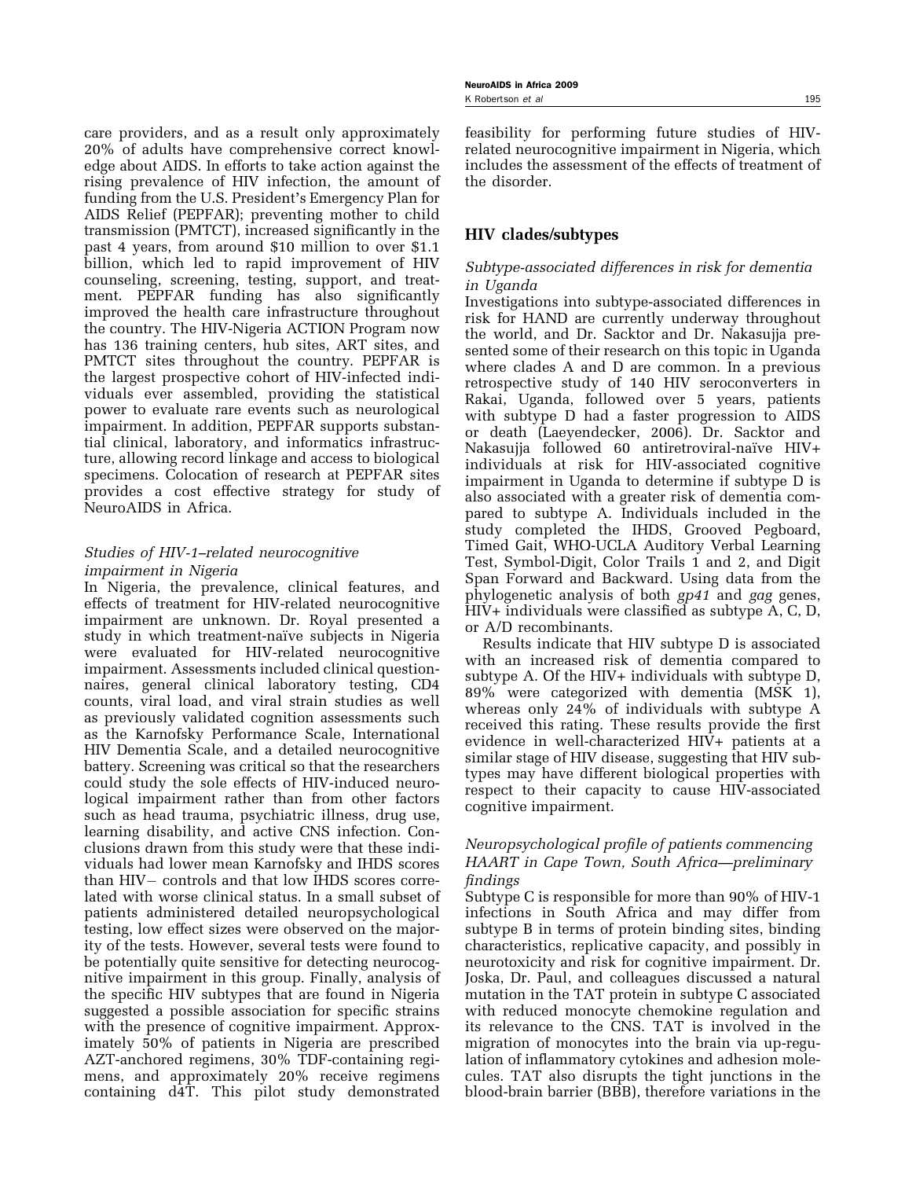care providers, and as a result only approximately 20% of adults have comprehensive correct knowledge about AIDS. In efforts to take action against the rising prevalence of HIV infection, the amount of funding from the U.S. President's Emergency Plan for AIDS Relief (PEPFAR); preventing mother to child transmission (PMTCT), increased significantly in the past 4 years, from around \$10 million to over \$1.1 billion, which led to rapid improvement of HIV counseling, screening, testing, support, and treatment. PEPFAR funding has also significantly improved the health care infrastructure throughout the country. The HIV-Nigeria ACTION Program now has 136 training centers, hub sites, ART sites, and PMTCT sites throughout the country. PEPFAR is the largest prospective cohort of HIV-infected individuals ever assembled, providing the statistical power to evaluate rare events such as neurological impairment. In addition, PEPFAR supports substantial clinical, laboratory, and informatics infrastructure, allowing record linkage and access to biological specimens. Colocation of research at PEPFAR sites provides a cost effective strategy for study of NeuroAIDS in Africa.

### *Studies of HIV-1–related neurocognitive impairment in Nigeria*

In Nigeria, the prevalence, clinical features, and effects of treatment for HIV-related neurocognitive impairment are unknown. Dr. Royal presented a study in which treatment-naïve subjects in Nigeria were evaluated for HIV-related neurocognitive impairment. Assessments included clinical questionnaires, general clinical laboratory testing, CD4 counts, viral load, and viral strain studies as well as previously validated cognition assessments such as the Karnofsky Performance Scale, International HIV Dementia Scale, and a detailed neurocognitive battery. Screening was critical so that the researchers could study the sole effects of HIV-induced neurological impairment rather than from other factors such as head trauma, psychiatric illness, drug use, learning disability, and active CNS infection. Conclusions drawn from this study were that these individuals had lower mean Karnofsky and IHDS scores than HIV− controls and that low IHDS scores correlated with worse clinical status. In a small subset of patients administered detailed neuropsychological testing, low effect sizes were observed on the majority of the tests. However, several tests were found to be potentially quite sensitive for detecting neurocognitive impairment in this group. Finally, analysis of the specific HIV subtypes that are found in Nigeria suggested a possible association for specific strains with the presence of cognitive impairment. Approximately 50% of patients in Nigeria are prescribed AZT-anchored regimens, 30% TDF-containing regimens, and approximately 20% receive regimens containing d4T. This pilot study demonstrated feasibility for performing future studies of HIV-related neurocognitive impairment in Nigeria, which includes the assessment of the effects of treatment of the disorder.

## HIV clades/subtypes

### *Subtype-associated differences in risk for dementia in Uganda*

Investigations into subtype-associated differences in risk for HAND are currently underway throughout the world, and Dr. Sacktor and Dr. Nakasujja presented some of their research on this topic in Uganda where clades A and D are common. In a previous retrospective study of 140 HIV seroconverters in Rakai, Uganda, followed over 5 years, patients with subtype D had a faster progression to AIDS or death (Laeyendecker, 2006). Dr. Sacktor and Nakasujja followed 60 antiretroviral-naïve HIV+ individuals at risk for HIV-associated cognitive impairment in Uganda to determine if subtype D is also associated with a greater risk of dementia compared to subtype A. Individuals included in the study completed the IHDS, Grooved Pegboard, Timed Gait, WHO-UCLA Auditory Verbal Learning Test, Symbol-Digit, Color Trails 1 and 2, and Digit Span Forward and Backward. Using data from the phylogenetic analysis of both *gp41* and *gag* genes, HIV+ individuals were classified as subtype A, C, D, or A/D recombinants.

Results indicate that HIV subtype D is associated with an increased risk of dementia compared to subtype A. Of the HIV+ individuals with subtype D, 89% were categorized with dementia (MSK 1), whereas only 24% of individuals with subtype A received this rating. These results provide the first evidence in well-characterized HIV+ patients at a similar stage of HIV disease, suggesting that HIV subtypes may have different biological properties with respect to their capacity to cause HIV-associated cognitive impairment.

### *Neuropsychological profile of patients commencing HAART in Cape Town, South Africa—preliminary findings*

Subtype C is responsible for more than 90% of HIV-1 infections in South Africa and may differ from subtype B in terms of protein binding sites, binding characteristics, replicative capacity, and possibly in neurotoxicity and risk for cognitive impairment. Dr. Joska, Dr. Paul, and colleagues discussed a natural mutation in the TAT protein in subtype C associated with reduced monocyte chemokine regulation and its relevance to the CNS. TAT is involved in the migration of inflammatory monocytes into the brain via up-regulation of inflammatory cytokines and adhesion molecules. TAT also disrupts the tight junctions in the blood-brain barrier (BBB), therefore variations in the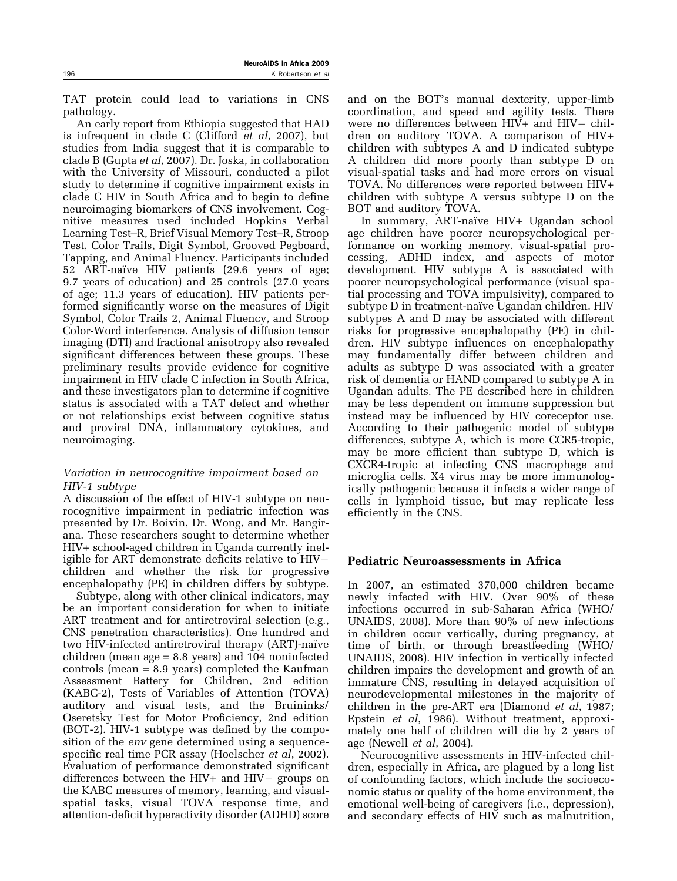TAT protein could lead to variations in CNS pathology.

An early report from Ethiopia suggested that HAD is infrequent in clade C (Clifford *et al*, 2007), but studies from India suggest that it is comparable to clade B (Gupta *et al*, 2007). Dr. Joska, in collaboration with the University of Missouri, conducted a pilot study to determine if cognitive impairment exists in clade C HIV in South Africa and to begin to define neuroimaging biomarkers of CNS involvement. Cognitive measures used included Hopkins Verbal Learning Test–R, Brief Visual Memory Test–R, Stroop Test, Color Trails, Digit Symbol, Grooved Pegboard, Tapping, and Animal Fluency. Participants included 52 ART-naïve HIV patients (29.6 years of age; 9.7 years of education) and 25 controls (27.0 years of age; 11.3 years of education). HIV patients performed significantly worse on the measures of Digit Symbol, Color Trails 2, Animal Fluency, and Stroop Color-Word interference. Analysis of diffusion tensor imaging (DTI) and fractional anisotropy also revealed significant differences between these groups. These preliminary results provide evidence for cognitive impairment in HIV clade C infection in South Africa, and these investigators plan to determine if cognitive status is associated with a TAT defect and whether or not relationships exist between cognitive status and proviral DNA, inflammatory cytokines, and neuroimaging.

### *Variation in neurocognitive impairment based on HIV-1 subtype*

A discussion of the effect of HIV-1 subtype on neurocognitive impairment in pediatric infection was presented by Dr. Boivin, Dr. Wong, and Mr. Bangirana. These researchers sought to determine whether HIV+ school-aged children in Uganda currently ineligible for ART demonstrate deficits relative to HIV− children and whether the risk for progressive encephalopathy (PE) in children differs by subtype.

Subtype, along with other clinical indicators, may be an important consideration for when to initiate ART treatment and for antiretroviral selection (e.g., CNS penetration characteristics). One hundred and two HIV-infected antiretroviral therapy (ART)-naïve children (mean age = 8.8 years) and 104 noninfected controls (mean = 8.9 years) completed the Kaufman Assessment Battery for Children, 2nd edition (KABC-2), Tests of Variables of Attention (TOVA) auditory and visual tests, and the Bruininks/Oseretsky Test for Motor Proficiency, 2nd edition (BOT-2). HIV-1 subtype was defined by the composition of the *env* gene determined using a sequence-specific real time PCR assay (Hoelscher *et al*, 2002). Evaluation of performance demonstrated significant differences between the HIV+ and HIV− groups on the KABC measures of memory, learning, and visual-spatial tasks, visual TOVA response time, and attention-deficit hyperactivity disorder (ADHD) score and on the BOT's manual dexterity, upper-limb coordination, and speed and agility tests. There were no differences between HIV+ and HIV− children on auditory TOVA. A comparison of HIV+ children with subtypes A and D indicated subtype A children did more poorly than subtype D on visual-spatial tasks and had more errors on visual TOVA. No differences were reported between HIV+ children with subtype A versus subtype D on the BOT and auditory TOVA.

In summary, ART-naïve HIV+ Ugandan school age children have poorer neuropsychological performance on working memory, visual-spatial processing, ADHD index, and aspects of motor development. HIV subtype A is associated with poorer neuropsychological performance (visual spatial processing and TOVA impulsivity), compared to subtype D in treatment-naïve Ugandan children. HIV subtypes A and D may be associated with different risks for progressive encephalopathy (PE) in children. HIV subtype influences on encephalopathy may fundamentally differ between children and adults as subtype D was associated with a greater risk of dementia or HAND compared to subtype A in Ugandan adults. The PE described here in children may be less dependent on immune suppression but instead may be influenced by HIV coreceptor use. According to their pathogenic model of subtype differences, subtype A, which is more CCR5-tropic, may be more efficient than subtype D, which is CXCR4-tropic at infecting CNS macrophage and microglia cells. X4 virus may be more immunologically pathogenic because it infects a wider range of cells in lymphoid tissue, but may replicate less efficiently in the CNS.

## Pediatric Neuroassessments in Africa

In 2007, an estimated 370,000 children became newly infected with HIV. Over 90% of these infections occurred in sub-Saharan Africa (WHO/UNAIDS, 2008). More than 90% of new infections in children occur vertically, during pregnancy, at time of birth, or through breastfeeding (WHO/UNAIDS, 2008). HIV infection in vertically infected children impairs the development and growth of an immature CNS, resulting in delayed acquisition of neurodevelopmental milestones in the majority of children in the pre-ART era (Diamond *et al*, 1987; Epstein *et al*, 1986). Without treatment, approximately one half of children will die by 2 years of age (Newell *et al*, 2004).

Neurocognitive assessments in HIV-infected children, especially in Africa, are plagued by a long list of confounding factors, which include the socioeconomic status or quality of the home environment, the emotional well-being of caregivers (i.e., depression), and secondary effects of HIV such as malnutrition,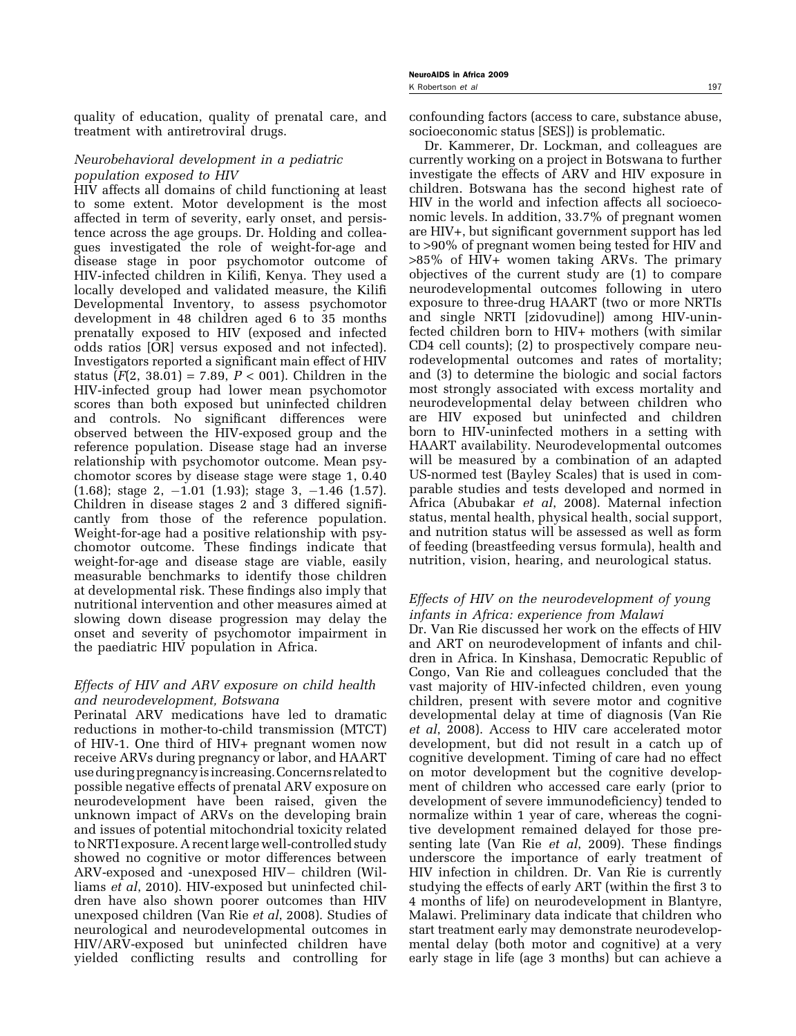quality of education, quality of prenatal care, and treatment with antiretroviral drugs.

### *Neurobehavioral development in a pediatric population exposed to HIV*

HIV affects all domains of child functioning at least to some extent. Motor development is the most affected in term of severity, early onset, and persistence across the age groups. Dr. Holding and colleagues investigated the role of weight-for-age and disease stage in poor psychomotor outcome of HIV-infected children in Kilifi, Kenya. They used a locally developed and validated measure, the Kilifi Developmental Inventory, to assess psychomotor development in 48 children aged 6 to 35 months prenatally exposed to HIV (exposed and infected odds ratios [OR] versus exposed and not infected). Investigators reported a significant main effect of HIV status ($F(2, 38.01) = 7.89$, $P < 001$). Children in the HIV-infected group had lower mean psychomotor scores than both exposed but uninfected children and controls. No significant differences were observed between the HIV-exposed group and the reference population. Disease stage had an inverse relationship with psychomotor outcome. Mean psychomotor scores by disease stage were stage 1, 0.40 (1.68); stage 2, −1.01 (1.93); stage 3, −1.46 (1.57). Children in disease stages 2 and 3 differed significantly from those of the reference population. Weight-for-age had a positive relationship with psychomotor outcome. These findings indicate that weight-for-age and disease stage are viable, easily measurable benchmarks to identify those children at developmental risk. These findings also imply that nutritional intervention and other measures aimed at slowing down disease progression may delay the onset and severity of psychomotor impairment in the paediatric HIV population in Africa.

### *Effects of HIV and ARV exposure on child health and neurodevelopment, Botswana*

Perinatal ARV medications have led to dramatic reductions in mother-to-child transmission (MTCT) of HIV-1. One third of HIV+ pregnant women now receive ARVs during pregnancy or labor, and HAART use during pregnancy is increasing. Concerns related to possible negative effects of prenatal ARV exposure on neurodevelopment have been raised, given the unknown impact of ARVs on the developing brain and issues of potential mitochondrial toxicity related to NRTI exposure. A recent large well-controlled study showed no cognitive or motor differences between ARV-exposed and -unexposed HIV− children (Williams *et al*, 2010). HIV-exposed but uninfected children have also shown poorer outcomes than HIV unexposed children (Van Rie *et al*, 2008). Studies of neurological and neurodevelopmental outcomes in HIV/ARV-exposed but uninfected children have yielded conflicting results and controlling for confounding factors (access to care, substance abuse, socioeconomic status [SES]) is problematic.

Dr. Kammerer, Dr. Lockman, and colleagues are currently working on a project in Botswana to further investigate the effects of ARV and HIV exposure in children. Botswana has the second highest rate of HIV in the world and infection affects all socioeconomic levels. In addition, 33.7% of pregnant women are HIV+, but significant government support has led to >90% of pregnant women being tested for HIV and >85% of HIV+ women taking ARVs. The primary objectives of the current study are (1) to compare neurodevelopmental outcomes following in utero exposure to three-drug HAART (two or more NRTIs and single NRTI [zidovudine]) among HIV-uninfected children born to HIV+ mothers (with similar CD4 cell counts); (2) to prospectively compare neurodevelopmental outcomes and rates of mortality; and (3) to determine the biologic and social factors most strongly associated with excess mortality and neurodevelopmental delay between children who are HIV exposed but uninfected and children born to HIV-uninfected mothers in a setting with HAART availability. Neurodevelopmental outcomes will be measured by a combination of an adapted US-normed test (Bayley Scales) that is used in comparable studies and tests developed and normed in Africa (Abubakar *et al*, 2008). Maternal infection status, mental health, physical health, social support, and nutrition status will be assessed as well as form of feeding (breastfeeding versus formula), health and nutrition, vision, hearing, and neurological status.

### *Effects of HIV on the neurodevelopment of young infants in Africa: experience from Malawi*

Dr. Van Rie discussed her work on the effects of HIV and ART on neurodevelopment of infants and children in Africa. In Kinshasa, Democratic Republic of Congo, Van Rie and colleagues concluded that the vast majority of HIV-infected children, even young children, present with severe motor and cognitive developmental delay at time of diagnosis (Van Rie *et al*, 2008). Access to HIV care accelerated motor development, but did not result in a catch up of cognitive development. Timing of care had no effect on motor development but the cognitive development of children who accessed care early (prior to development of severe immunodeficiency) tended to normalize within 1 year of care, whereas the cognitive development remained delayed for those presenting late (Van Rie *et al*, 2009). These findings underscore the importance of early treatment of HIV infection in children. Dr. Van Rie is currently studying the effects of early ART (within the first 3 to 4 months of life) on neurodevelopment in Blantyre, Malawi. Preliminary data indicate that children who start treatment early may demonstrate neurodevelopmental delay (both motor and cognitive) at a very early stage in life (age 3 months) but can achieve a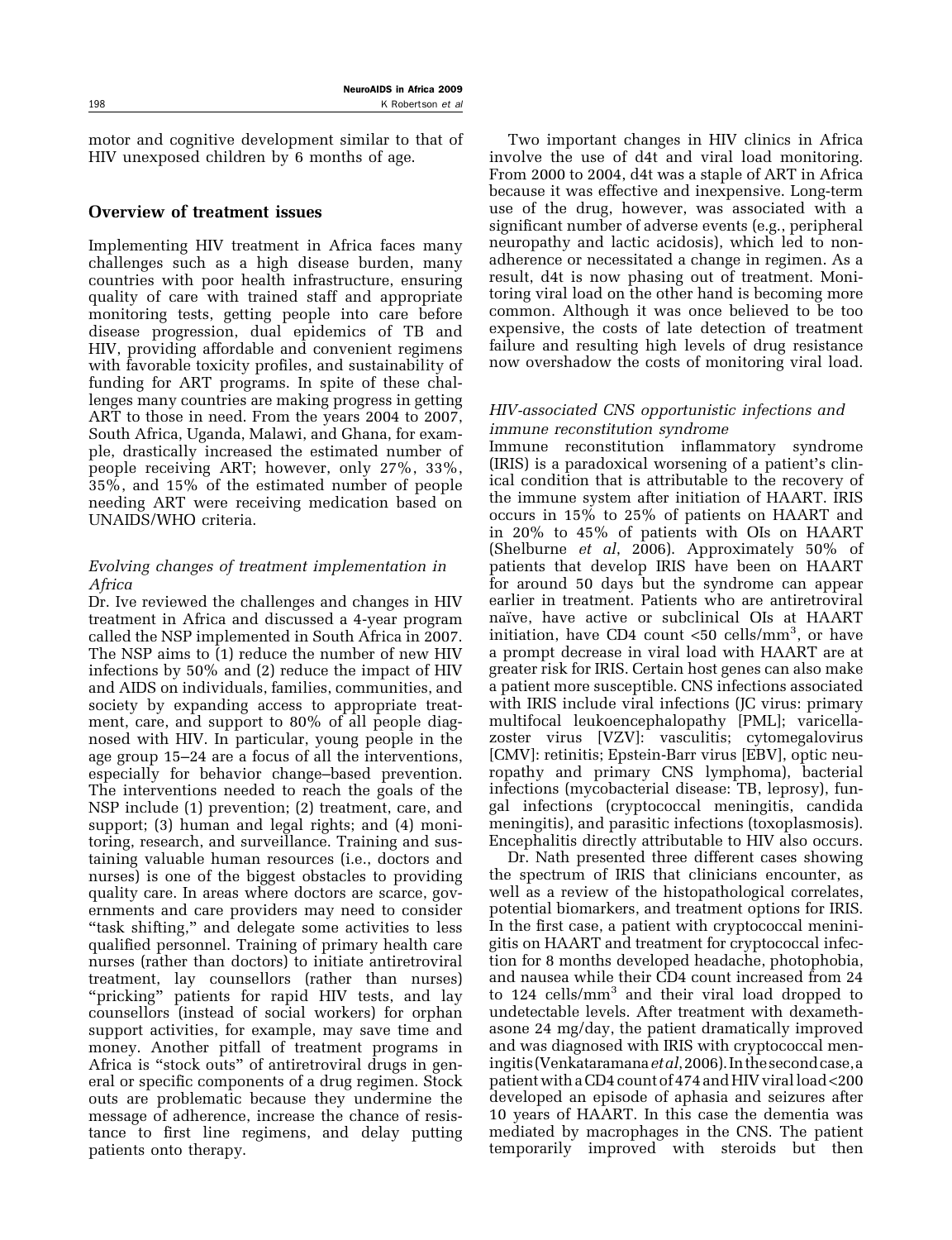motor and cognitive development similar to that of HIV unexposed children by 6 months of age.

## Overview of treatment issues

Implementing HIV treatment in Africa faces many challenges such as a high disease burden, many countries with poor health infrastructure, ensuring quality of care with trained staff and appropriate monitoring tests, getting people into care before disease progression, dual epidemics of TB and HIV, providing affordable and convenient regimens with favorable toxicity profiles, and sustainability of funding for ART programs. In spite of these challenges many countries are making progress in getting ART to those in need. From the years 2004 to 2007, South Africa, Uganda, Malawi, and Ghana, for example, drastically increased the estimated number of people receiving ART; however, only 27%, 33%, 35%, and 15% of the estimated number of people needing ART were receiving medication based on UNAIDS/WHO criteria.

### *Evolving changes of treatment implementation in Africa*

Dr. Ive reviewed the challenges and changes in HIV treatment in Africa and discussed a 4-year program called the NSP implemented in South Africa in 2007. The NSP aims to (1) reduce the number of new HIV infections by 50% and (2) reduce the impact of HIV and AIDS on individuals, families, communities, and society by expanding access to appropriate treatment, care, and support to 80% of all people diagnosed with HIV. In particular, young people in the age group 15–24 are a focus of all the interventions, especially for behavior change–based prevention. The interventions needed to reach the goals of the NSP include (1) prevention; (2) treatment, care, and support; (3) human and legal rights; and (4) monitoring, research, and surveillance. Training and sustaining valuable human resources (i.e., doctors and nurses) is one of the biggest obstacles to providing quality care. In areas where doctors are scarce, governments and care providers may need to consider "task shifting," and delegate some activities to less qualified personnel. Training of primary health care nurses (rather than doctors) to initiate antiretroviral treatment, lay counsellors (rather than nurses) "pricking" patients for rapid HIV tests, and lay counsellors (instead of social workers) for orphan support activities, for example, may save time and money. Another pitfall of treatment programs in Africa is "stock outs" of antiretroviral drugs in general or specific components of a drug regimen. Stock outs are problematic because they undermine the message of adherence, increase the chance of resistance to first line regimens, and delay putting patients onto therapy.

Two important changes in HIV clinics in Africa involve the use of d4t and viral load monitoring. From 2000 to 2004, d4t was a staple of ART in Africa because it was effective and inexpensive. Long-term use of the drug, however, was associated with a significant number of adverse events (e.g., peripheral neuropathy and lactic acidosis), which led to nonadherence or necessitated a change in regimen. As a result, d4t is now phasing out of treatment. Monitoring viral load on the other hand is becoming more common. Although it was once believed to be too expensive, the costs of late detection of treatment failure and resulting high levels of drug resistance now overshadow the costs of monitoring viral load.

### *HIV-associated CNS opportunistic infections and immune reconstitution syndrome*

Immune reconstitution inflammatory syndrome (IRIS) is a paradoxical worsening of a patient's clinical condition that is attributable to the recovery of the immune system after initiation of HAART. IRIS occurs in 15% to 25% of patients on HAART and in 20% to 45% of patients with OIs on HAART (Shelburne *et al*, 2006). Approximately 50% of patients that develop IRIS have been on HAART for around 50 days but the syndrome can appear earlier in treatment. Patients who are antiretroviral naïve, have active or subclinical OIs at HAART initiation, have CD4 count <50 cells/mm$^3$, or have a prompt decrease in viral load with HAART are at greater risk for IRIS. Certain host genes can also make a patient more susceptible. CNS infections associated with IRIS include viral infections (JC virus: primary multifocal leukoencephalopathy [PML]; varicella-zoster virus [VZV]: vasculitis; cytomegalovirus [CMV]: retinitis; Epstein-Barr virus [EBV], optic neuropathy and primary CNS lymphoma), bacterial infections (mycobacterial disease: TB, leprosy), fungal infections (cryptococcal meningitis, candida meningitis), and parasitic infections (toxoplasmosis). Encephalitis directly attributable to HIV also occurs.

Dr. Nath presented three different cases showing the spectrum of IRIS that clinicians encounter, as well as a review of the histopathological correlates, potential biomarkers, and treatment options for IRIS. In the first case, a patient with cryptococcal meninigitis on HAART and treatment for cryptococcal infection for 8 months developed headache, photophobia, and nausea while their CD4 count increased from 24 to 124 cells/mm$^3$ and their viral load dropped to undetectable levels. After treatment with dexamethasone 24 mg/day, the patient dramatically improved and was diagnosed with IRIS with cryptococcal meningitis (Venkataramana *et al*, 2006). In the second case, a patient with a CD4 count of 474 and HIV viral load <200 developed an episode of aphasia and seizures after 10 years of HAART. In this case the dementia was mediated by macrophages in the CNS. The patient temporarily improved with steroids but then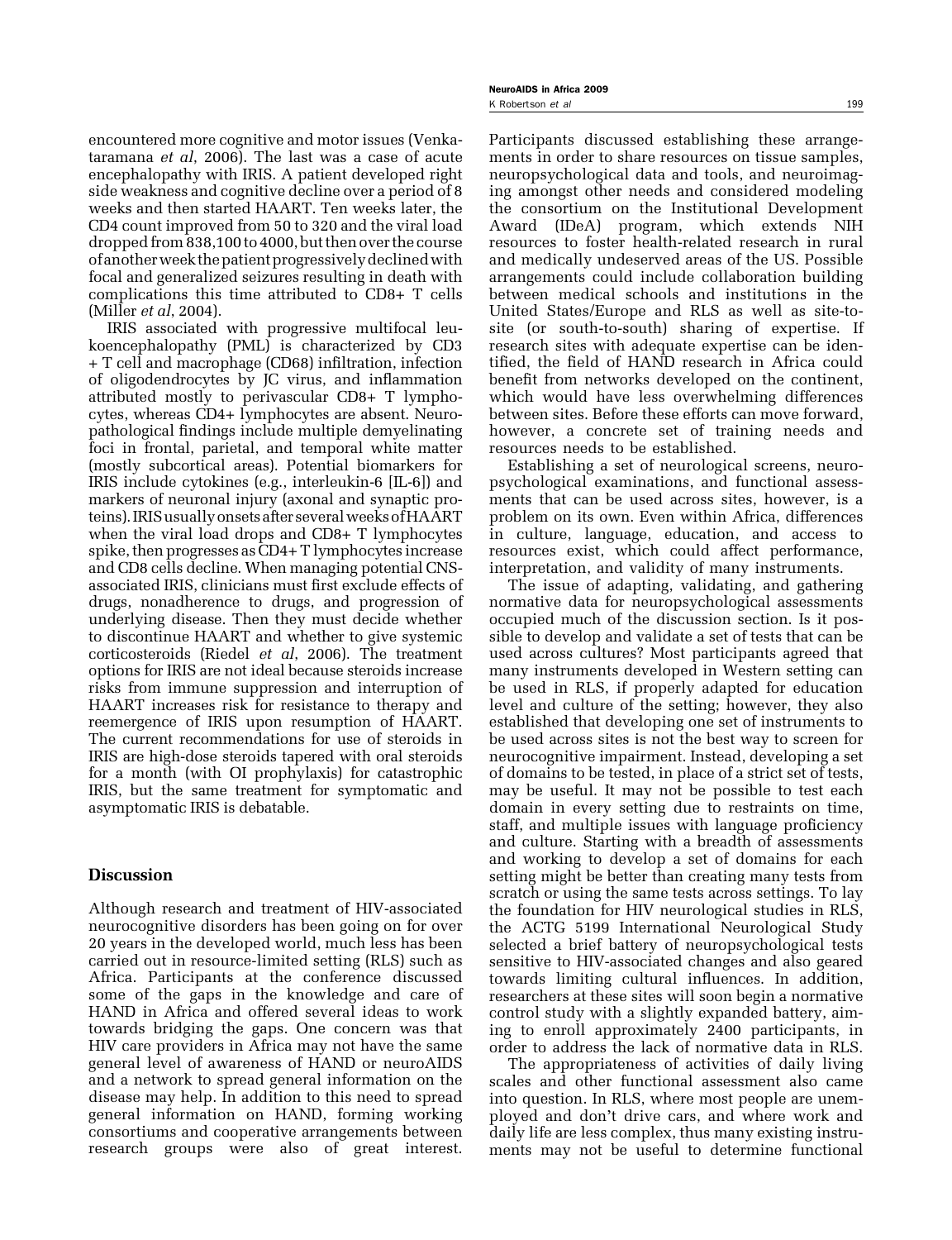encountered more cognitive and motor issues (Venkataramana *et al*, 2006). The last was a case of acute encephalopathy with IRIS. A patient developed right side weakness and cognitive decline over a period of 8 weeks and then started HAART. Ten weeks later, the CD4 count improved from 50 to 320 and the viral load dropped from 838,100 to 4000, but then over the course of another week the patient progressively declined with focal and generalized seizures resulting in death with complications this time attributed to CD8+ T cells (Miller *et al*, 2004).

IRIS associated with progressive multifocal leukoencephalopathy (PML) is characterized by CD3 + T cell and macrophage (CD68) infiltration, infection of oligodendrocytes by JC virus, and inflammation attributed mostly to perivascular CD8+ T lymphocytes, whereas CD4+ lymphocytes are absent. Neuropathological findings include multiple demyelinating foci in frontal, parietal, and temporal white matter (mostly subcortical areas). Potential biomarkers for IRIS include cytokines (e.g., interleukin-6 [IL-6]) and markers of neuronal injury (axonal and synaptic proteins). IRIS usually onsets after several weeks of HAART when the viral load drops and CD8+ T lymphocytes spike, then progresses as CD4+ T lymphocytes increase and CD8 cells decline. When managing potential CNS-associated IRIS, clinicians must first exclude effects of drugs, nonadherence to drugs, and progression of underlying disease. Then they must decide whether to discontinue HAART and whether to give systemic corticosteroids (Riedel *et al*, 2006). The treatment options for IRIS are not ideal because steroids increase risks from immune suppression and interruption of HAART increases risk for resistance to therapy and reemergence of IRIS upon resumption of HAART. The current recommendations for use of steroids in IRIS are high-dose steroids tapered with oral steroids for a month (with OI prophylaxis) for catastrophic IRIS, but the same treatment for symptomatic and asymptomatic IRIS is debatable.

## Discussion

Although research and treatment of HIV-associated neurocognitive disorders has been going on for over 20 years in the developed world, much less has been carried out in resource-limited setting (RLS) such as Africa. Participants at the conference discussed some of the gaps in the knowledge and care of HAND in Africa and offered several ideas to work towards bridging the gaps. One concern was that HIV care providers in Africa may not have the same general level of awareness of HAND or neuroAIDS and a network to spread general information on the disease may help. In addition to this need to spread general information on HAND, forming working consortiums and cooperative arrangements between research groups were also of great interest. Participants discussed establishing these arrangements in order to share resources on tissue samples, neuropsychological data and tools, and neuroimaging amongst other needs and considered modeling the consortium on the Institutional Development Award (IDeA) program, which extends NIH resources to foster health-related research in rural and medically undeserved areas of the US. Possible arrangements could include collaboration building between medical schools and institutions in the United States/Europe and RLS as well as site-to-site (or south-to-south) sharing of expertise. If research sites with adequate expertise can be identified, the field of HAND research in Africa could benefit from networks developed on the continent, which would have less overwhelming differences between sites. Before these efforts can move forward, however, a concrete set of training needs and resources needs to be established.

Establishing a set of neurological screens, neuropsychological examinations, and functional assessments that can be used across sites, however, is a problem on its own. Even within Africa, differences in culture, language, education, and access to resources exist, which could affect performance, interpretation, and validity of many instruments.

The issue of adapting, validating, and gathering normative data for neuropsychological assessments occupied much of the discussion section. Is it possible to develop and validate a set of tests that can be used across cultures? Most participants agreed that many instruments developed in Western setting can be used in RLS, if properly adapted for education level and culture of the setting; however, they also established that developing one set of instruments to be used across sites is not the best way to screen for neurocognitive impairment. Instead, developing a set of domains to be tested, in place of a strict set of tests, may be useful. It may not be possible to test each domain in every setting due to restraints on time, staff, and multiple issues with language proficiency and culture. Starting with a breadth of assessments and working to develop a set of domains for each setting might be better than creating many tests from scratch or using the same tests across settings. To lay the foundation for HIV neurological studies in RLS, the ACTG 5199 International Neurological Study selected a brief battery of neuropsychological tests sensitive to HIV-associated changes and also geared towards limiting cultural influences. In addition, researchers at these sites will soon begin a normative control study with a slightly expanded battery, aiming to enroll approximately 2400 participants, in order to address the lack of normative data in RLS.

The appropriateness of activities of daily living scales and other functional assessment also came into question. In RLS, where most people are unemployed and don't drive cars, and where work and daily life are less complex, thus many existing instruments may not be useful to determine functional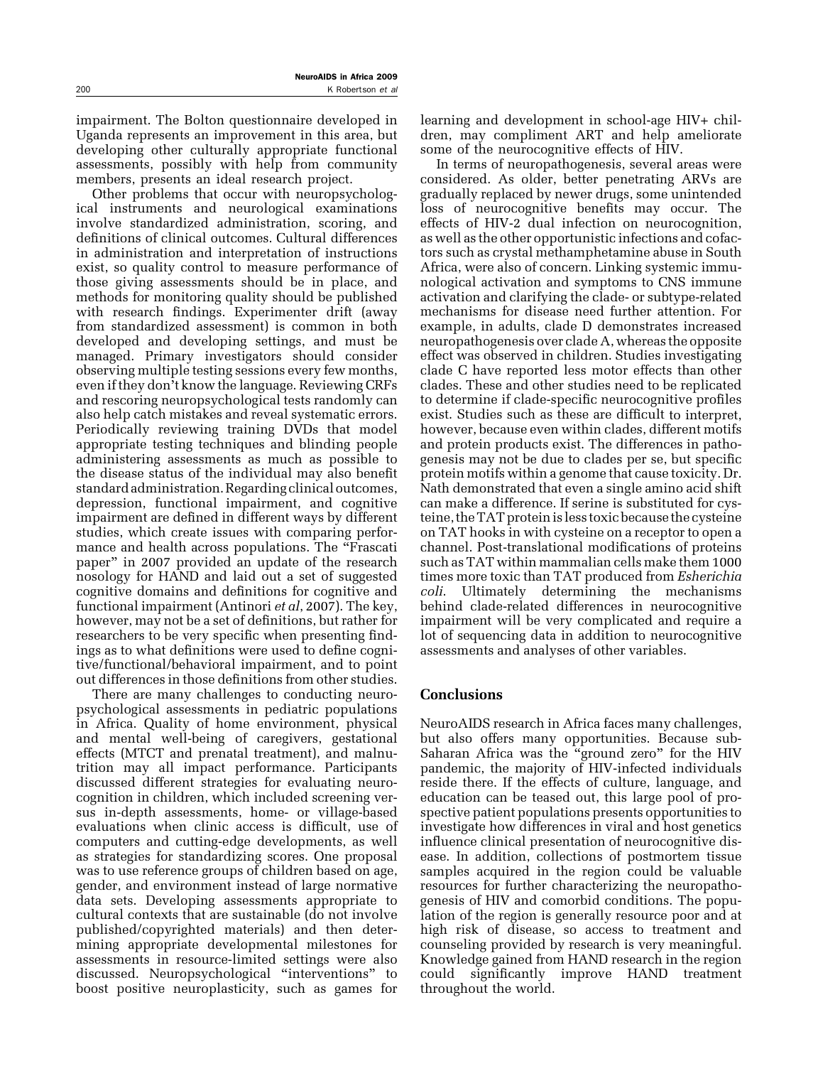impairment. The Bolton questionnaire developed in Uganda represents an improvement in this area, but developing other culturally appropriate functional assessments, possibly with help from community members, presents an ideal research project.

Other problems that occur with neuropsychological instruments and neurological examinations involve standardized administration, scoring, and definitions of clinical outcomes. Cultural differences in administration and interpretation of instructions exist, so quality control to measure performance of those giving assessments should be in place, and methods for monitoring quality should be published with research findings. Experimenter drift (away from standardized assessment) is common in both developed and developing settings, and must be managed. Primary investigators should consider observing multiple testing sessions every few months, even if they don't know the language. Reviewing CRFs and rescoring neuropsychological tests randomly can also help catch mistakes and reveal systematic errors. Periodically reviewing training DVDs that model appropriate testing techniques and blinding people administering assessments as much as possible to the disease status of the individual may also benefit standard administration. Regarding clinical outcomes, depression, functional impairment, and cognitive impairment are defined in different ways by different studies, which create issues with comparing performance and health across populations. The "Frascati paper" in 2007 provided an update of the research nosology for HAND and laid out a set of suggested cognitive domains and definitions for cognitive and functional impairment (Antinori *et al*, 2007). The key, however, may not be a set of definitions, but rather for researchers to be very specific when presenting findings as to what definitions were used to define cognitive/functional/behavioral impairment, and to point out differences in those definitions from other studies.

There are many challenges to conducting neuropsychological assessments in pediatric populations in Africa. Quality of home environment, physical and mental well-being of caregivers, gestational effects (MTCT and prenatal treatment), and malnutrition may all impact performance. Participants discussed different strategies for evaluating neurocognition in children, which included screening versus in-depth assessments, home- or village-based evaluations when clinic access is difficult, use of computers and cutting-edge developments, as well as strategies for standardizing scores. One proposal was to use reference groups of children based on age, gender, and environment instead of large normative data sets. Developing assessments appropriate to cultural contexts that are sustainable (do not involve published/copyrighted materials) and then determining appropriate developmental milestones for assessments in resource-limited settings were also discussed. Neuropsychological "interventions" to boost positive neuroplasticity, such as games for learning and development in school-age HIV+ children, may compliment ART and help ameliorate some of the neurocognitive effects of HIV.

In terms of neuropathogenesis, several areas were considered. As older, better penetrating ARVs are gradually replaced by newer drugs, some unintended loss of neurocognitive benefits may occur. The effects of HIV-2 dual infection on neurocognition, as well as the other opportunistic infections and cofactors such as crystal methamphetamine abuse in South Africa, were also of concern. Linking systemic immunological activation and symptoms to CNS immune activation and clarifying the clade- or subtype-related mechanisms for disease need further attention. For example, in adults, clade D demonstrates increased neuropathogenesis over clade A, whereas the opposite effect was observed in children. Studies investigating clade C have reported less motor effects than other clades. These and other studies need to be replicated to determine if clade-specific neurocognitive profiles exist. Studies such as these are difficult to interpret, however, because even within clades, different motifs and protein products exist. The differences in pathogenesis may not be due to clades per se, but specific protein motifs within a genome that cause toxicity. Dr. Nath demonstrated that even a single amino acid shift can make a difference. If serine is substituted for cysteine, the TAT protein is less toxic because the cysteine on TAT hooks in with cysteine on a receptor to open a channel. Post-translational modifications of proteins such as TAT within mammalian cells make them 1000 times more toxic than TAT produced from *Esherichia coli*. Ultimately determining the mechanisms behind clade-related differences in neurocognitive impairment will be very complicated and require a lot of sequencing data in addition to neurocognitive assessments and analyses of other variables.

## Conclusions

NeuroAIDS research in Africa faces many challenges, but also offers many opportunities. Because sub-Saharan Africa was the "ground zero" for the HIV pandemic, the majority of HIV-infected individuals reside there. If the effects of culture, language, and education can be teased out, this large pool of prospective patient populations presents opportunities to investigate how differences in viral and host genetics influence clinical presentation of neurocognitive disease. In addition, collections of postmortem tissue samples acquired in the region could be valuable resources for further characterizing the neuropathogenesis of HIV and comorbid conditions. The population of the region is generally resource poor and at high risk of disease, so access to treatment and counseling provided by research is very meaningful. Knowledge gained from HAND research in the region could significantly improve HAND treatment throughout the world.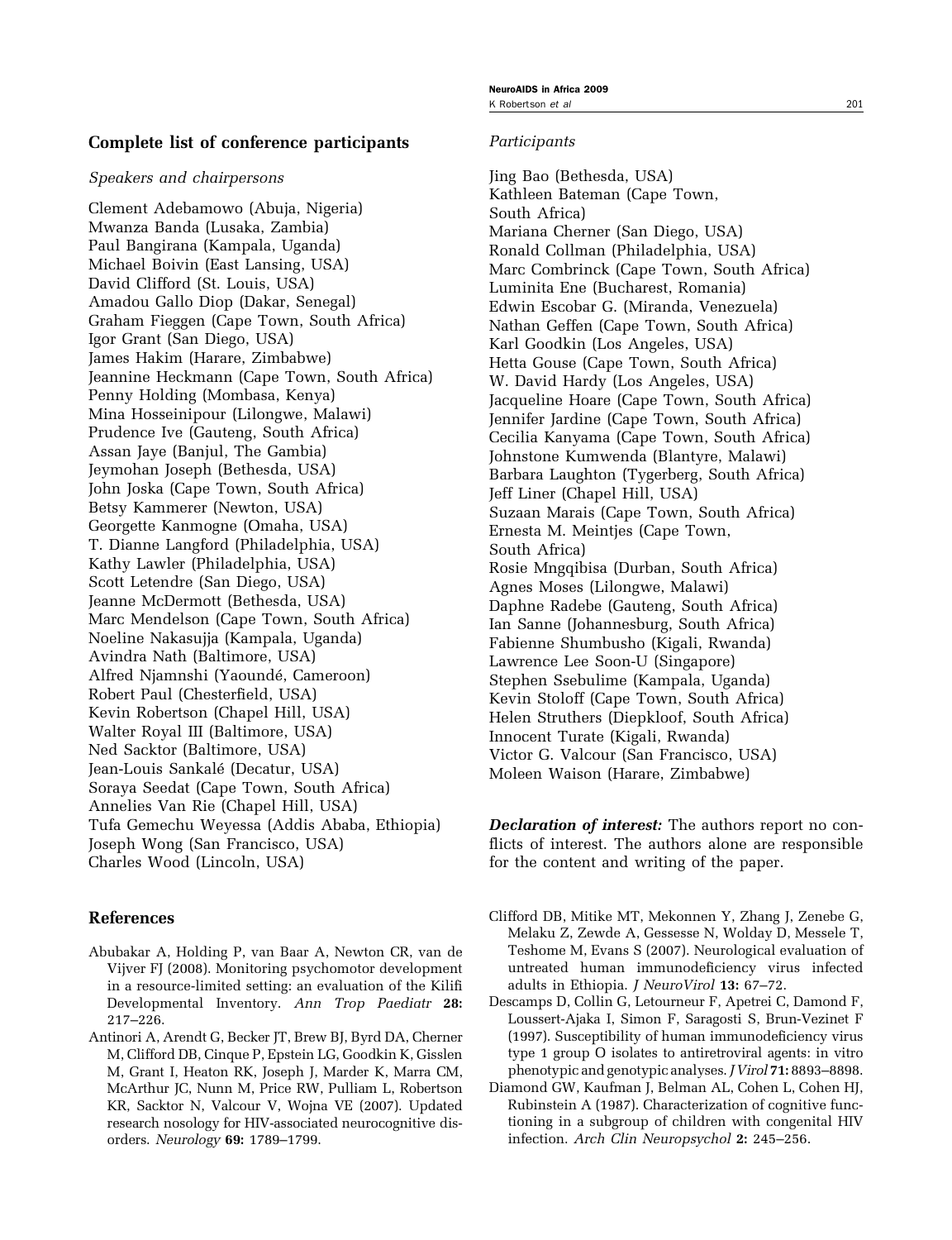## Complete list of conference participants

*Speakers and chairpersons*

Clement Adebamowo (Abuja, Nigeria)
Mwanza Banda (Lusaka, Zambia)
Paul Bangirana (Kampala, Uganda)
Michael Boivin (East Lansing, USA)
David Clifford (St. Louis, USA)
Amadou Gallo Diop (Dakar, Senegal)
Graham Fieggen (Cape Town, South Africa)
Igor Grant (San Diego, USA)
James Hakim (Harare, Zimbabwe)
Jeannine Heckmann (Cape Town, South Africa)
Penny Holding (Mombasa, Kenya)
Mina Hosseinipour (Lilongwe, Malawi)
Prudence Ive (Gauteng, South Africa)
Assan Jaye (Banjul, The Gambia)
Jeymohan Joseph (Bethesda, USA)
John Joska (Cape Town, South Africa)
Betsy Kammerer (Newton, USA)
Georgette Kanmogne (Omaha, USA)
T. Dianne Langford (Philadelphia, USA)
Kathy Lawler (Philadelphia, USA)
Scott Letendre (San Diego, USA)
Jeanne McDermott (Bethesda, USA)
Marc Mendelson (Cape Town, South Africa)
Noeline Nakasujja (Kampala, Uganda)
Avindra Nath (Baltimore, USA)
Alfred Njamnshi (Yaoundé, Cameroon)
Robert Paul (Chesterfield, USA)
Kevin Robertson (Chapel Hill, USA)
Walter Royal III (Baltimore, USA)
Ned Sacktor (Baltimore, USA)
Jean-Louis Sankalé (Decatur, USA)
Soraya Seedat (Cape Town, South Africa)
Annelies Van Rie (Chapel Hill, USA)
Tufa Gemechu Weyessa (Addis Ababa, Ethiopia)
Joseph Wong (San Francisco, USA)
Charles Wood (Lincoln, USA)

*Participants*

Jing Bao (Bethesda, USA)
Kathleen Bateman (Cape Town, South Africa)
Mariana Cherner (San Diego, USA)
Ronald Collman (Philadelphia, USA)
Marc Combrinck (Cape Town, South Africa)
Luminita Ene (Bucharest, Romania)
Edwin Escobar G. (Miranda, Venezuela)
Nathan Geffen (Cape Town, South Africa)
Karl Goodkin (Los Angeles, USA)
Hetta Gouse (Cape Town, South Africa)
W. David Hardy (Los Angeles, USA)
Jacqueline Hoare (Cape Town, South Africa)
Jennifer Jardine (Cape Town, South Africa)
Cecilia Kanyama (Cape Town, South Africa)
Johnstone Kumwenda (Blantyre, Malawi)
Barbara Laughton (Tygerberg, South Africa)
Jeff Liner (Chapel Hill, USA)
Suzaan Marais (Cape Town, South Africa)
Ernesta M. Meintjes (Cape Town, South Africa)
Rosie Mngqibisa (Durban, South Africa)
Agnes Moses (Lilongwe, Malawi)
Daphne Radebe (Gauteng, South Africa)
Ian Sanne (Johannesburg, South Africa)
Fabienne Shumbusho (Kigali, Rwanda)
Lawrence Lee Soon-U (Singapore)
Stephen Ssebulime (Kampala, Uganda)
Kevin Stoloff (Cape Town, South Africa)
Helen Struthers (Diepkloof, South Africa)
Innocent Turate (Kigali, Rwanda)
Victor G. Valcour (San Francisco, USA)
Moleen Waison (Harare, Zimbabwe)

***Declaration of interest:*** The authors report no conflicts of interest. The authors alone are responsible for the content and writing of the paper.

## References

Abubakar A, Holding P, van Baar A, Newton CR, van de Vijver FJ (2008). Monitoring psychomotor development in a resource-limited setting: an evaluation of the Kilifi Developmental Inventory. *Ann Trop Paediatr* **28:** 217–226.

Antinori A, Arendt G, Becker JT, Brew BJ, Byrd DA, Cherner M, Clifford DB, Cinque P, Epstein LG, Goodkin K, Gisslen M, Grant I, Heaton RK, Joseph J, Marder K, Marra CM, McArthur JC, Nunn M, Price RW, Pulliam L, Robertson KR, Sacktor N, Valcour V, Wojna VE (2007). Updated research nosology for HIV-associated neurocognitive disorders. *Neurology* **69:** 1789–1799.

Clifford DB, Mitike MT, Mekonnen Y, Zhang J, Zenebe G, Melaku Z, Zewde A, Gessesse N, Wolday D, Messele T, Teshome M, Evans S (2007). Neurological evaluation of untreated human immunodeficiency virus infected adults in Ethiopia. *J NeuroVirol* **13:** 67–72.

Descamps D, Collin G, Letourneur F, Apetrei C, Damond F, Loussert-Ajaka I, Simon F, Saragosti S, Brun-Vezinet F (1997). Susceptibility of human immunodeficiency virus type 1 group O isolates to antiretroviral agents: in vitro phenotypic and genotypic analyses. *J Virol* **71:** 8893–8898.

Diamond GW, Kaufman J, Belman AL, Cohen L, Cohen HJ, Rubinstein A (1987). Characterization of cognitive functioning in a subgroup of children with congenital HIV infection. *Arch Clin Neuropsychol* **2:** 245–256.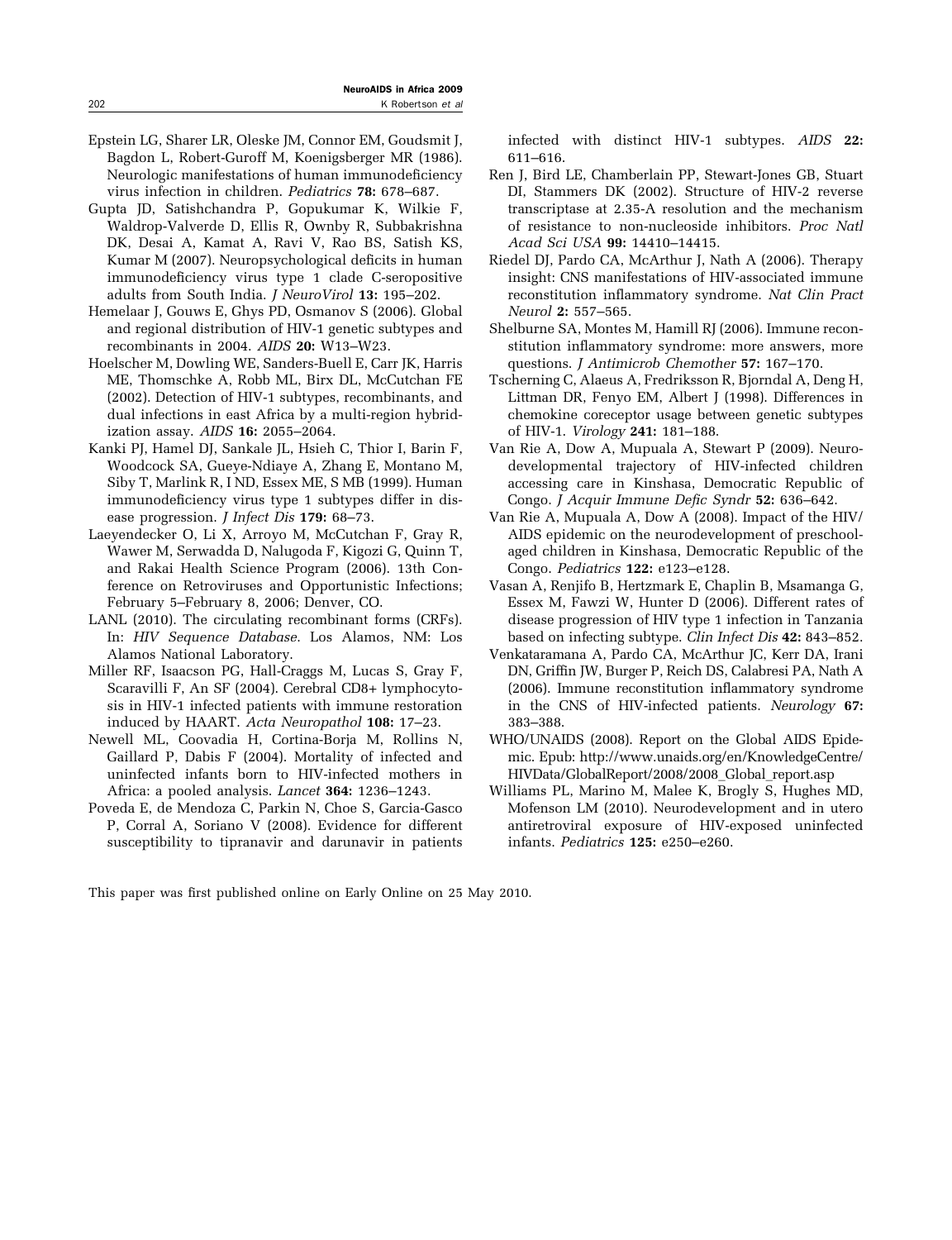Epstein LG, Sharer LR, Oleske JM, Connor EM, Goudsmit J, Bagdon L, Robert-Guroff M, Koenigsberger MR (1986). Neurologic manifestations of human immunodeficiency virus infection in children. *Pediatrics* **78:** 678–687.

Gupta JD, Satishchandra P, Gopukumar K, Wilkie F, Waldrop-Valverde D, Ellis R, Ownby R, Subbakrishna DK, Desai A, Kamat A, Ravi V, Rao BS, Satish KS, Kumar M (2007). Neuropsychological deficits in human immunodeficiency virus type 1 clade C-seropositive adults from South India. *J NeuroVirol* **13:** 195–202.

Hemelaar J, Gouws E, Ghys PD, Osmanov S (2006). Global and regional distribution of HIV-1 genetic subtypes and recombinants in 2004. *AIDS* **20:** W13–W23.

Hoelscher M, Dowling WE, Sanders-Buell E, Carr JK, Harris ME, Thomschke A, Robb ML, Birx DL, McCutchan FE (2002). Detection of HIV-1 subtypes, recombinants, and dual infections in east Africa by a multi-region hybridization assay. *AIDS* **16:** 2055–2064.

Kanki PJ, Hamel DJ, Sankale JL, Hsieh C, Thior I, Barin F, Woodcock SA, Gueye-Ndiaye A, Zhang E, Montano M, Siby T, Marlink R, I ND, Essex ME, S MB (1999). Human immunodeficiency virus type 1 subtypes differ in disease progression. *J Infect Dis* **179:** 68–73.

Laeyendecker O, Li X, Arroyo M, McCutchan F, Gray R, Wawer M, Serwadda D, Nalugoda F, Kigozi G, Quinn T, and Rakai Health Science Program (2006). 13th Conference on Retroviruses and Opportunistic Infections; February 5–February 8, 2006; Denver, CO.

LANL (2010). The circulating recombinant forms (CRFs). In: *HIV Sequence Database*. Los Alamos, NM: Los Alamos National Laboratory.

Miller RF, Isaacson PG, Hall-Craggs M, Lucas S, Gray F, Scaravilli F, An SF (2004). Cerebral CD8+ lymphocytosis in HIV-1 infected patients with immune restoration induced by HAART. *Acta Neuropathol* **108:** 17–23.

Newell ML, Coovadia H, Cortina-Borja M, Rollins N, Gaillard P, Dabis F (2004). Mortality of infected and uninfected infants born to HIV-infected mothers in Africa: a pooled analysis. *Lancet* **364:** 1236–1243.

Poveda E, de Mendoza C, Parkin N, Choe S, Garcia-Gasco P, Corral A, Soriano V (2008). Evidence for different susceptibility to tipranavir and darunavir in patients infected with distinct HIV-1 subtypes. *AIDS* **22:** 611–616.

Ren J, Bird LE, Chamberlain PP, Stewart-Jones GB, Stuart DI, Stammers DK (2002). Structure of HIV-2 reverse transcriptase at 2.35-A resolution and the mechanism of resistance to non-nucleoside inhibitors. *Proc Natl Acad Sci USA* **99:** 14410–14415.

Riedel DJ, Pardo CA, McArthur J, Nath A (2006). Therapy insight: CNS manifestations of HIV-associated immune reconstitution inflammatory syndrome. *Nat Clin Pract Neurol* **2:** 557–565.

Shelburne SA, Montes M, Hamill RJ (2006). Immune reconstitution inflammatory syndrome: more answers, more questions. *J Antimicrob Chemother* **57:** 167–170.

Tscherning C, Alaeus A, Fredriksson R, Bjorndal A, Deng H, Littman DR, Fenyo EM, Albert J (1998). Differences in chemokine coreceptor usage between genetic subtypes of HIV-1. *Virology* **241:** 181–188.

Van Rie A, Dow A, Mupuala A, Stewart P (2009). Neurodevelopmental trajectory of HIV-infected children accessing care in Kinshasa, Democratic Republic of Congo. *J Acquir Immune Defic Syndr* **52:** 636–642.

Van Rie A, Mupuala A, Dow A (2008). Impact of the HIV/AIDS epidemic on the neurodevelopment of preschool-aged children in Kinshasa, Democratic Republic of the Congo. *Pediatrics* **122:** e123–e128.

Vasan A, Renjifo B, Hertzmark E, Chaplin B, Msamanga G, Essex M, Fawzi W, Hunter D (2006). Different rates of disease progression of HIV type 1 infection in Tanzania based on infecting subtype. *Clin Infect Dis* **42:** 843–852.

Venkataramana A, Pardo CA, McArthur JC, Kerr DA, Irani DN, Griffin JW, Burger P, Reich DS, Calabresi PA, Nath A (2006). Immune reconstitution inflammatory syndrome in the CNS of HIV-infected patients. *Neurology* **67:** 383–388.

WHO/UNAIDS (2008). Report on the Global AIDS Epidemic. Epub: http://www.unaids.org/en/KnowledgeCentre/HIVData/GlobalReport/2008/2008_Global_report.asp

Williams PL, Marino M, Malee K, Brogly S, Hughes MD, Mofenson LM (2010). Neurodevelopment and in utero antiretroviral exposure of HIV-exposed uninfected infants. *Pediatrics* **125:** e250–e260.

This paper was first published online on Early Online on 25 May 2010.